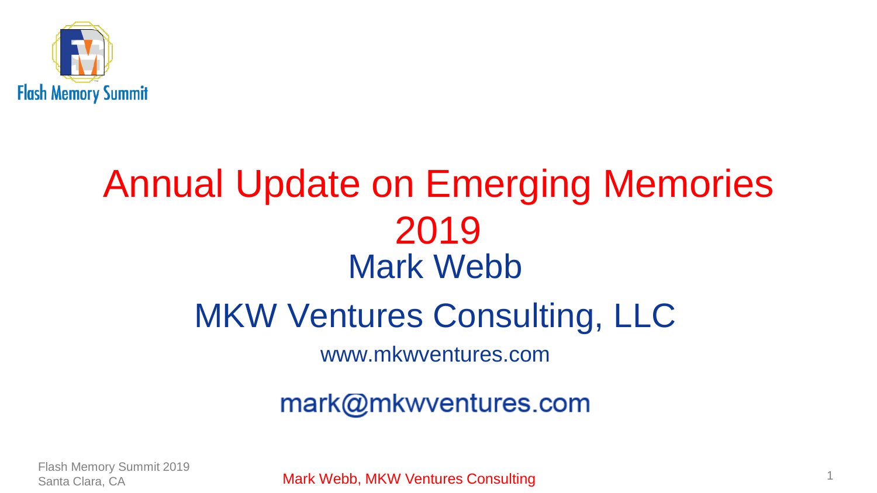# Annual Update on Emerging Memories 2019

Mark Webb

MKW Ventures Consulting, LLC

www.mkwventures.com

mark@mkwventures.com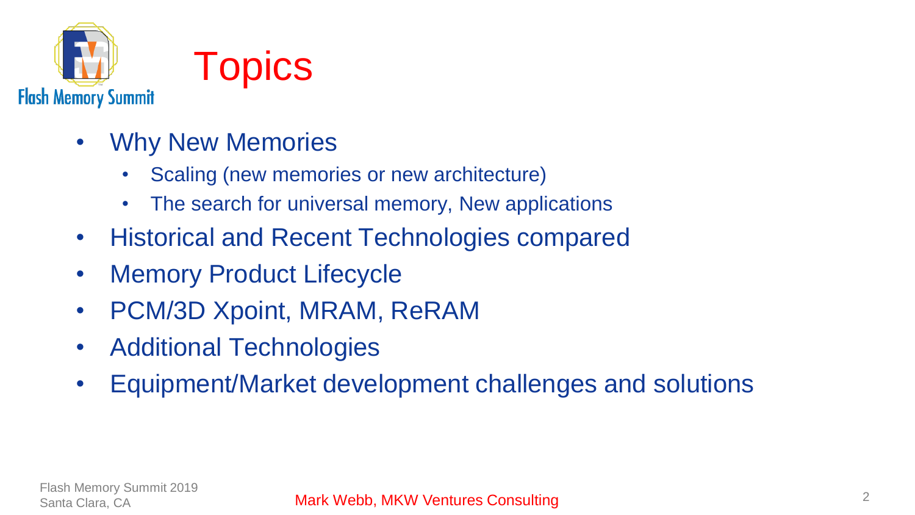# Topics

- Why New Memories
  - Scaling (new memories or new architecture)
  - The search for universal memory, New applications
- Historical and Recent Technologies compared
- Memory Product Lifecycle
- PCM/3D Xpoint, MRAM, ReRAM
- Additional Technologies
- Equipment/Market development challenges and solutions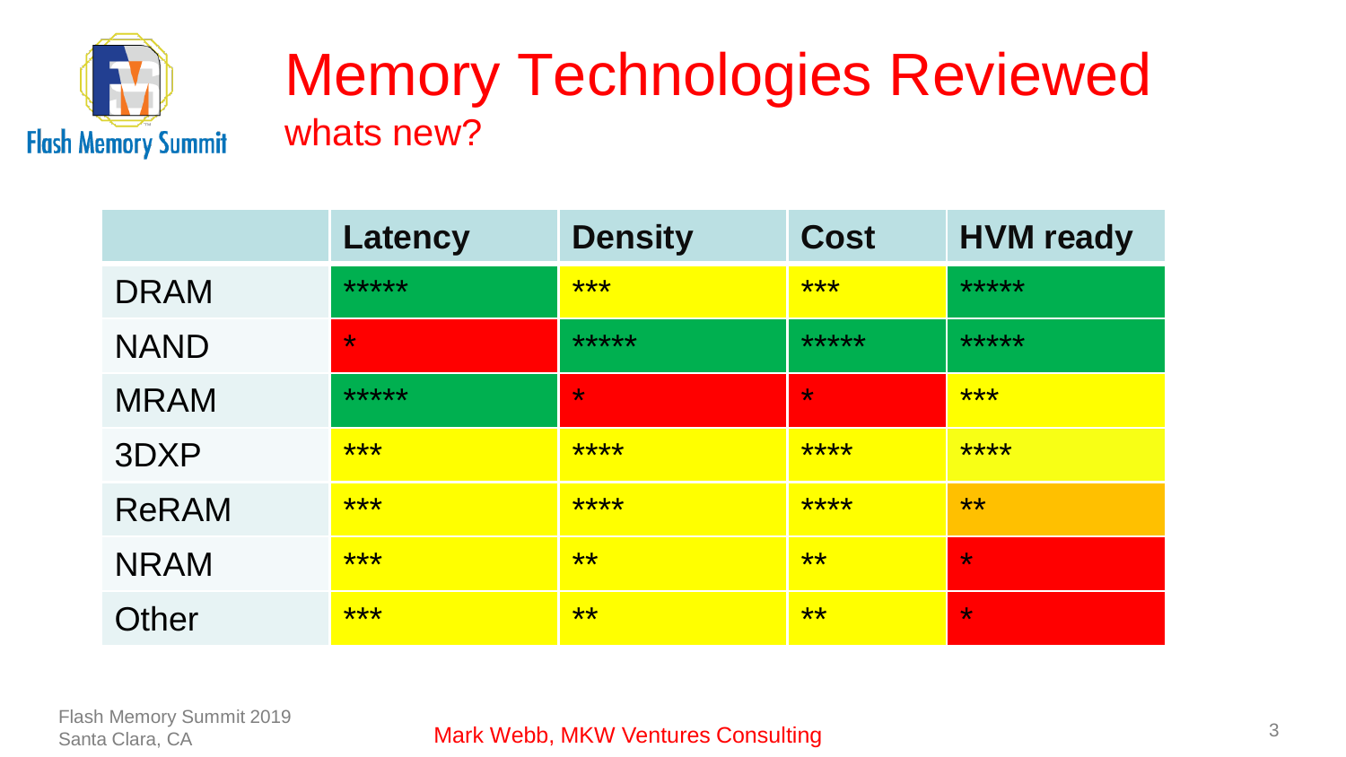# Memory Technologies Reviewed

## whats new?

| | Latency | Density | Cost | HVM ready |
|---|---|---|---|---|
| DRAM | ***** | *** | *** | ***** |
| NAND | * | ***** | ***** | ***** |
| MRAM | ***** | * | * | *** |
| 3DXP | *** | **** | **** | **** |
| ReRAM | *** | **** | **** | ** |
| NRAM | *** | ** | ** | * |
| Other | *** | ** | ** | * |

Mark Webb, MKW Ventures Consulting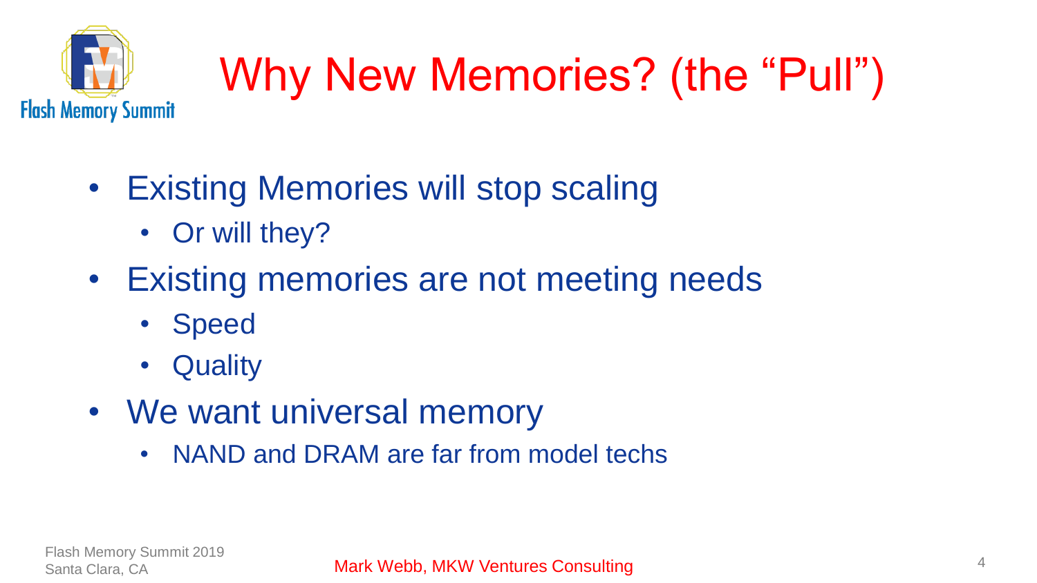# Why New Memories? (the "Pull")

- Existing Memories will stop scaling
  - Or will they?
- Existing memories are not meeting needs
  - Speed
  - Quality
- We want universal memory
  - NAND and DRAM are far from model techs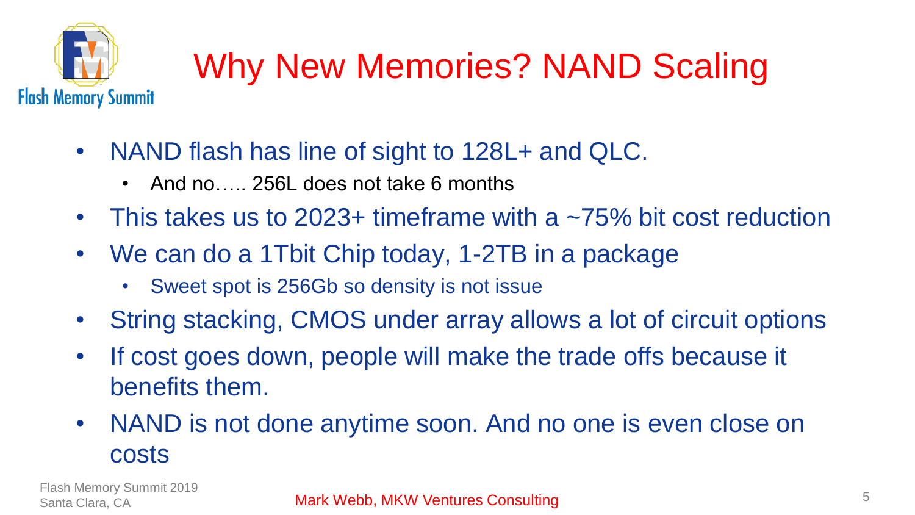# Why New Memories? NAND Scaling

- NAND flash has line of sight to 128L+ and QLC.
  - And no….. 256L does not take 6 months
- This takes us to 2023+ timeframe with a ~75% bit cost reduction
- We can do a 1Tbit Chip today, 1-2TB in a package
  - Sweet spot is 256Gb so density is not issue
- String stacking, CMOS under array allows a lot of circuit options
- If cost goes down, people will make the trade offs because it benefits them.
- NAND is not done anytime soon. And no one is even close on costs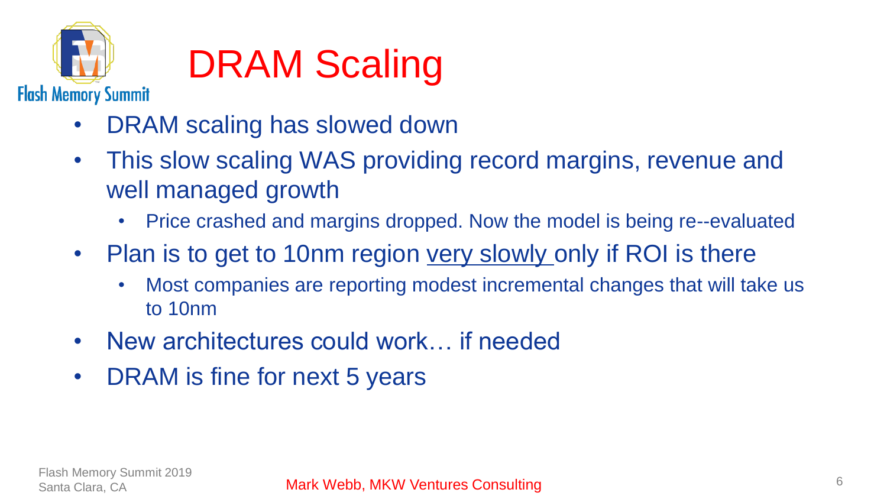# DRAM Scaling

- DRAM scaling has slowed down
- This slow scaling WAS providing record margins, revenue and well managed growth
  - Price crashed and margins dropped. Now the model is being re--evaluated
- Plan is to get to 10nm region <u>very slowly</u> only if ROI is there
  - Most companies are reporting modest incremental changes that will take us to 10nm
- New architectures could work… if needed
- DRAM is fine for next 5 years

Mark Webb, MKW Ventures Consulting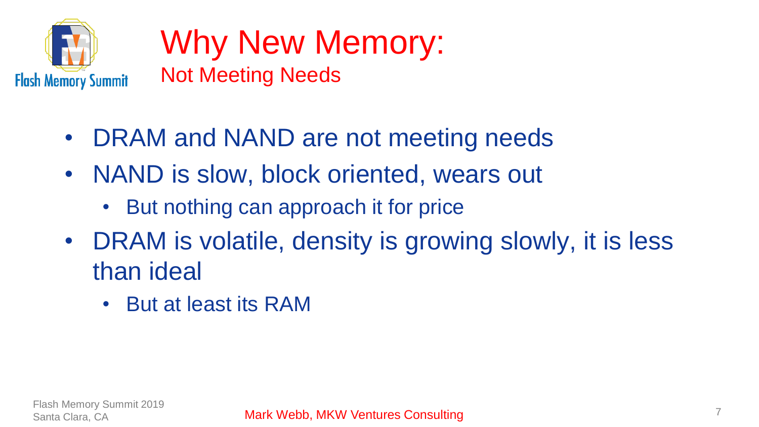# Why New Memory:

## Not Meeting Needs

- DRAM and NAND are not meeting needs
- NAND is slow, block oriented, wears out
  - But nothing can approach it for price
- DRAM is volatile, density is growing slowly, it is less than ideal
  - But at least its RAM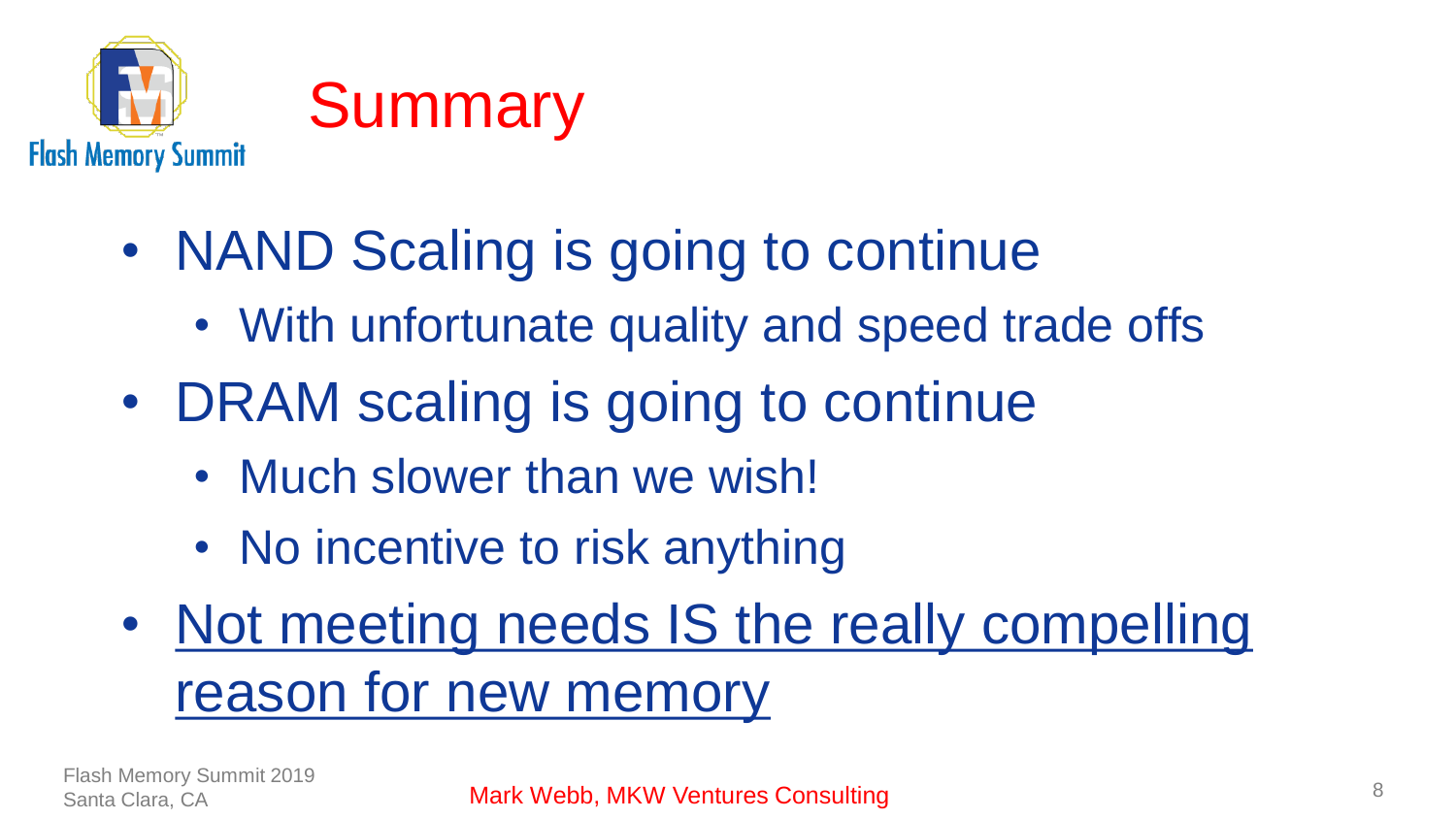# Summary

- NAND Scaling is going to continue
  - With unfortunate quality and speed trade offs
- DRAM scaling is going to continue
  - Much slower than we wish!
  - No incentive to risk anything
- <u>Not meeting needs IS the really compelling reason for new memory</u>

Mark Webb, MKW Ventures Consulting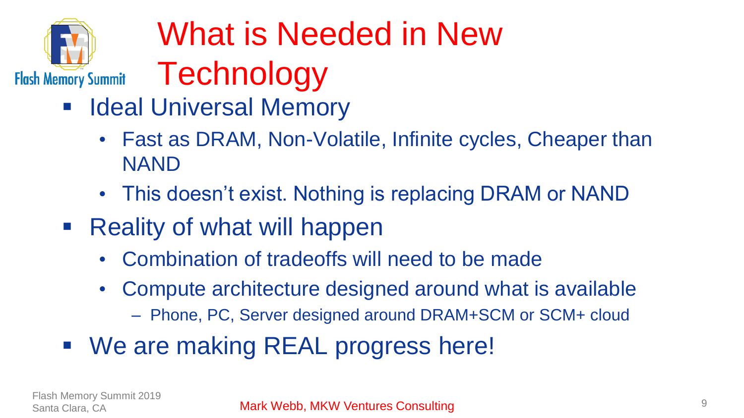# What is Needed in New Technology

- Ideal Universal Memory
  - Fast as DRAM, Non-Volatile, Infinite cycles, Cheaper than NAND
  - This doesn't exist. Nothing is replacing DRAM or NAND
- Reality of what will happen
  - Combination of tradeoffs will need to be made
  - Compute architecture designed around what is available
    - Phone, PC, Server designed around DRAM+SCM or SCM+ cloud
- We are making REAL progress here!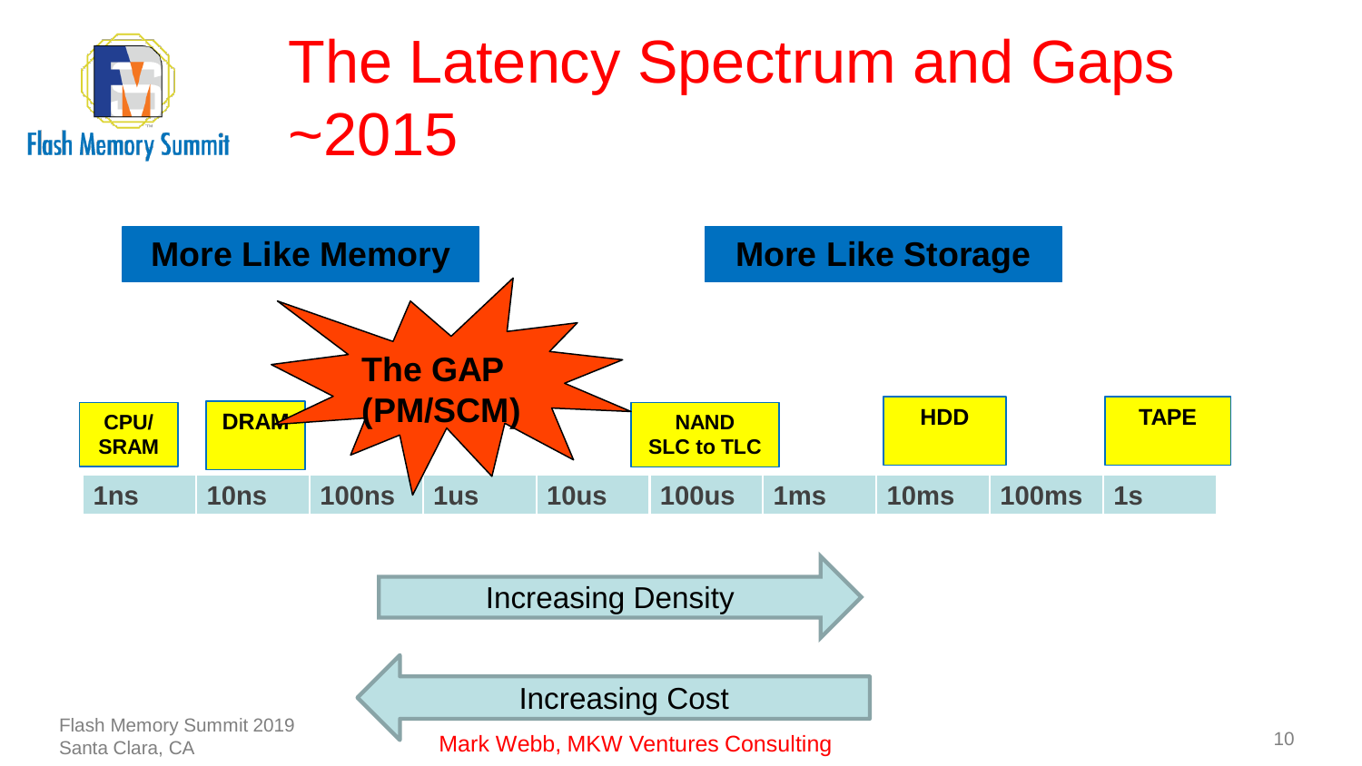# The Latency Spectrum and Gaps ~2015

**More Like Memory**

**More Like Storage**

**The GAP (PM/SCM)**

| 1ns | 10ns | 100ns | 1us | 10us | 100us | 1ms | 10ms | 100ms | 1s |
|---|---|---|---|---|---|---|---|---|---|
| **CPU/ SRAM** | **DRAM** | | | | **NAND SLC to TLC** | | **HDD** | | **TAPE** |

Increasing Density →

← Increasing Cost

Flash Memory Summit 2019
Santa Clara, CA

Mark Webb, MKW Ventures Consulting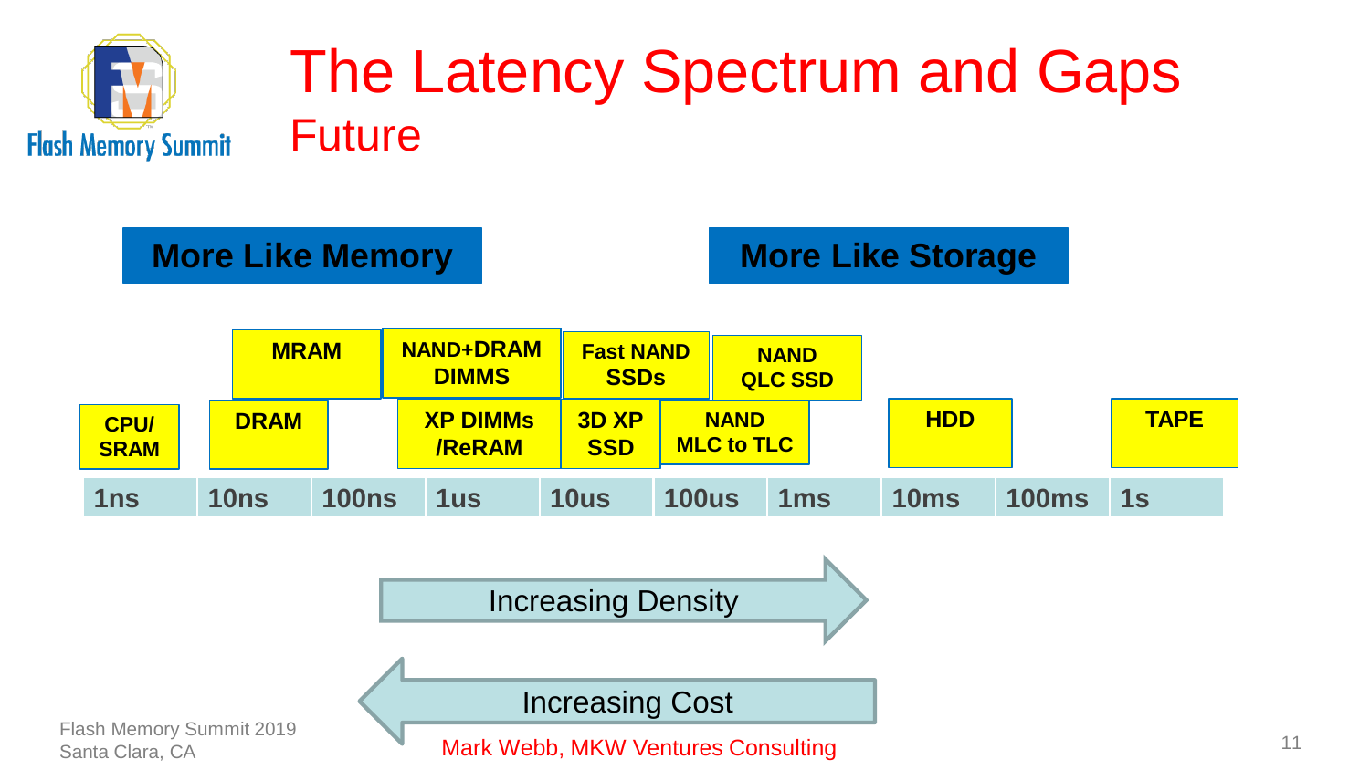# The Latency Spectrum and Gaps

## Future

**More Like Memory** | **More Like Storage**

| 1ns | 10ns | 100ns | 1us | 10us | 100us | 1ms | 10ms | 100ms | 1s |
|---|---|---|---|---|---|---|---|---|---|
| CPU/ SRAM | MRAM, DRAM | NAND+DRAM DIMMS, XP DIMMs /ReRAM | | Fast NAND SSDs, 3D XP SSD | NAND QLC SSD, NAND MLC to TLC | | HDD | | TAPE |

Increasing Density →

← Increasing Cost

Flash Memory Summit 2019
Santa Clara, CA

Mark Webb, MKW Ventures Consulting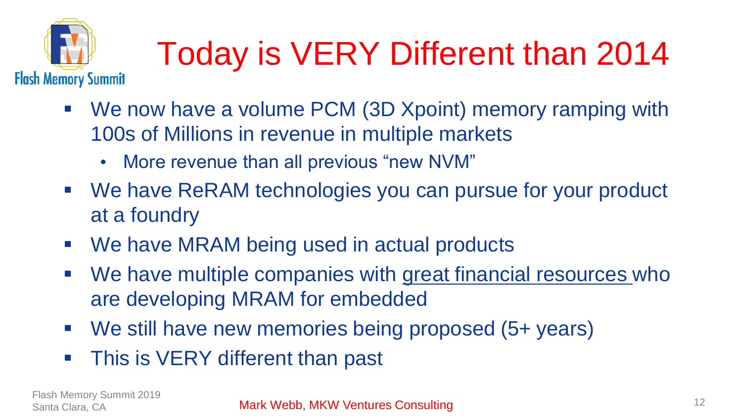# Today is VERY Different than 2014

- We now have a volume PCM (3D Xpoint) memory ramping with 100s of Millions in revenue in multiple markets
  - More revenue than all previous "new NVM"
- We have ReRAM technologies you can pursue for your product at a foundry
- We have MRAM being used in actual products
- We have multiple companies with <u>great financial resources</u> who are developing MRAM for embedded
- We still have new memories being proposed (5+ years)
- This is VERY different than past

Mark Webb, MKW Ventures Consulting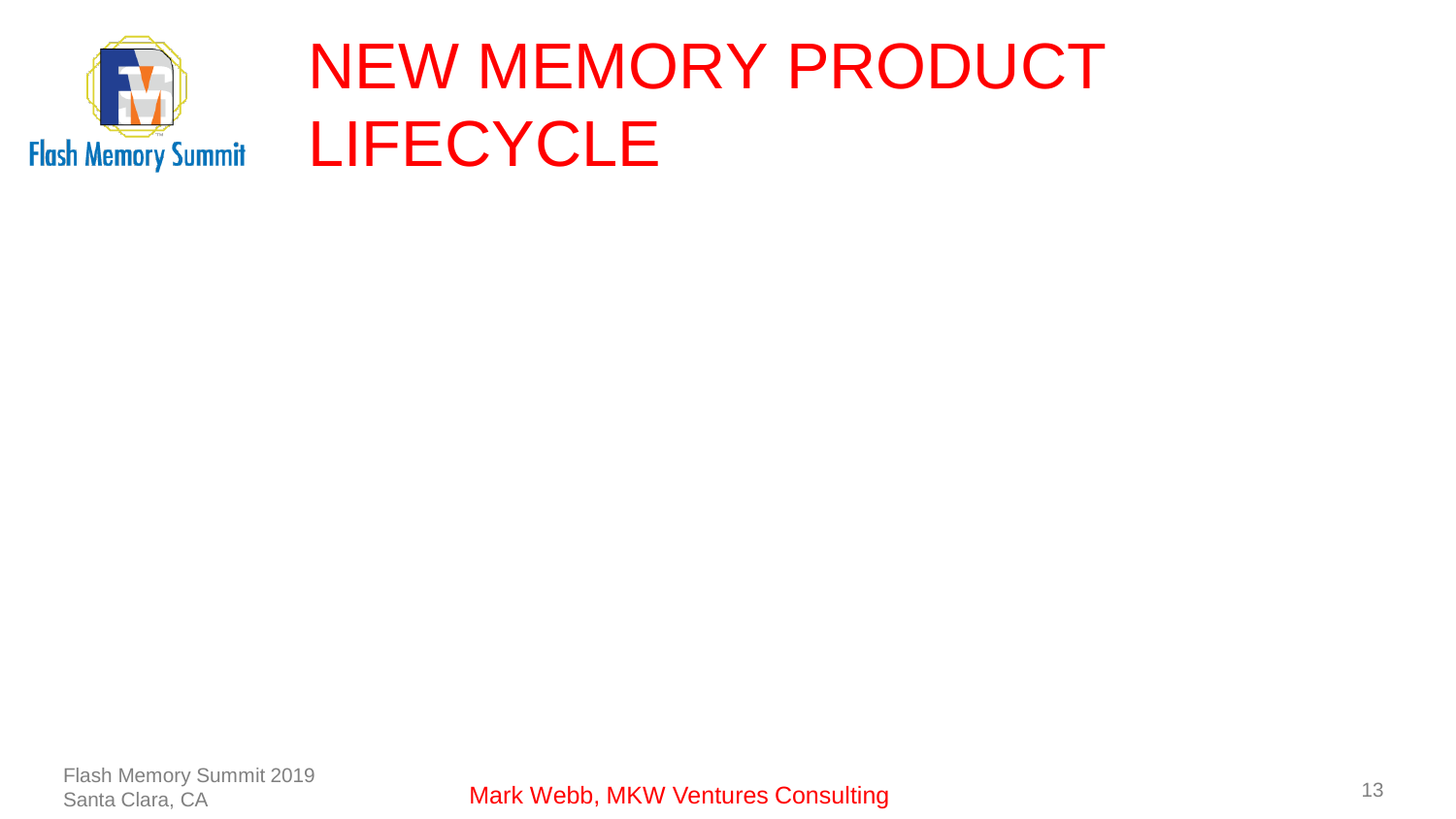# NEW MEMORY PRODUCT LIFECYCLE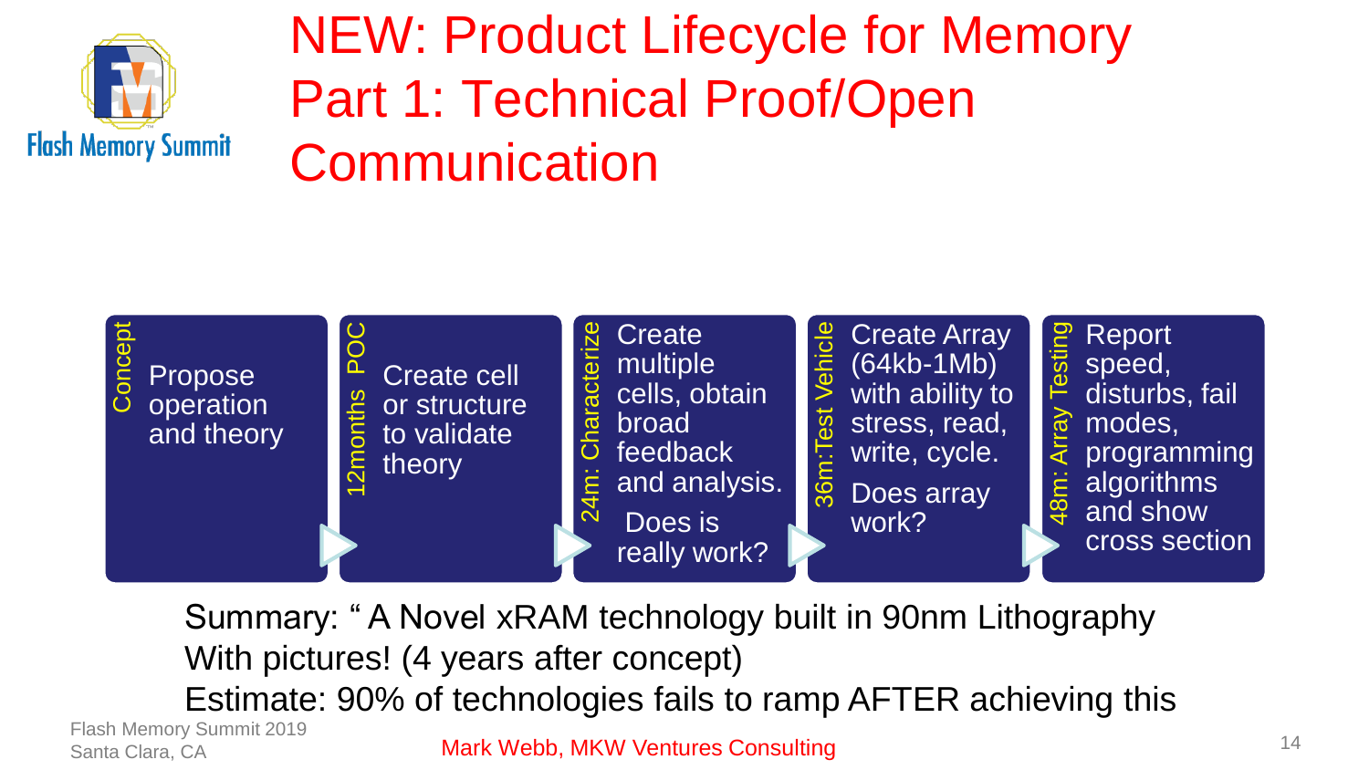# NEW: Product Lifecycle for Memory Part 1: Technical Proof/Open Communication

- **Concept**: Propose operation and theory
- **12months POC**: Create cell or structure to validate theory
- **24m: Characterize**: Create multiple cells, obtain broad feedback and analysis. Does is really work?
- **36m:Test Vehicle**: Create Array (64kb-1Mb) with ability to stress, read, write, cycle. Does array work?
- **48m: Array Testing**: Report speed, disturbs, fail modes, programming algorithms and show cross section

Summary: " A Novel xRAM technology built in 90nm Lithography With pictures! (4 years after concept)

Estimate: 90% of technologies fails to ramp AFTER achieving this

Mark Webb, MKW Ventures Consulting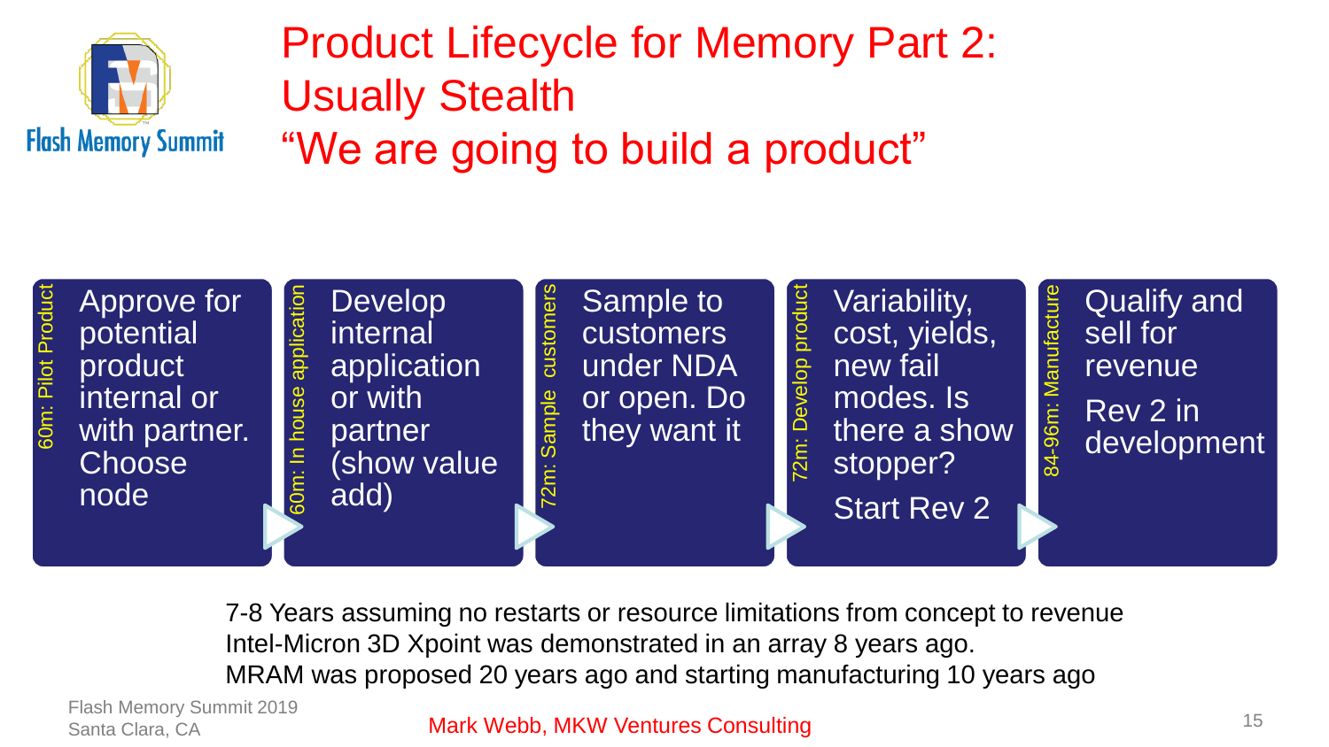# Product Lifecycle for Memory Part 2: Usually Stealth
## "We are going to build a product"

| Stage | Description |
| --- | --- |
| 60m: Pilot Product | Approve for potential product internal or with partner. Choose node |
| 60m: In house application | Develop internal application or with partner (show value add) |
| 72m: Sample customers | Sample to customers under NDA or open. Do they want it |
| 72m: Develop product | Variability, cost, yields, new fail modes. Is there a show stopper? Start Rev 2 |
| 84-96m: Manufacture | Qualify and sell for revenue. Rev 2 in development |

7-8 Years assuming no restarts or resource limitations from concept to revenue
Intel-Micron 3D Xpoint was demonstrated in an array 8 years ago.
MRAM was proposed 20 years ago and starting manufacturing 10 years ago

Mark Webb, MKW Ventures Consulting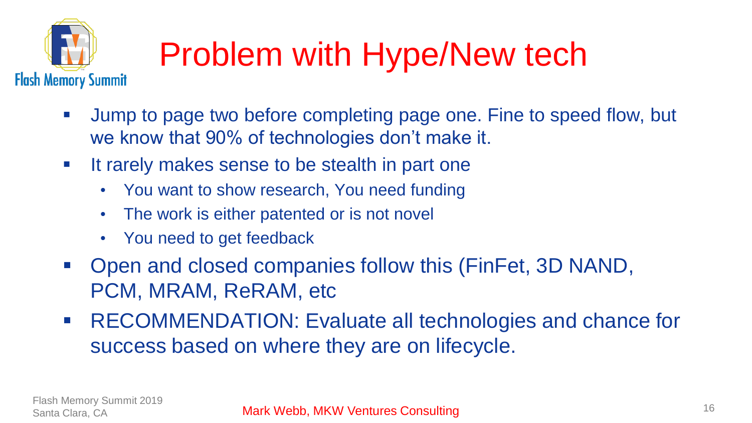# Problem with Hype/New tech

- Jump to page two before completing page one. Fine to speed flow, but we know that 90% of technologies don't make it.
- It rarely makes sense to be stealth in part one
  - You want to show research, You need funding
  - The work is either patented or is not novel
  - You need to get feedback
- Open and closed companies follow this (FinFet, 3D NAND, PCM, MRAM, ReRAM, etc
- RECOMMENDATION: Evaluate all technologies and chance for success based on where they are on lifecycle.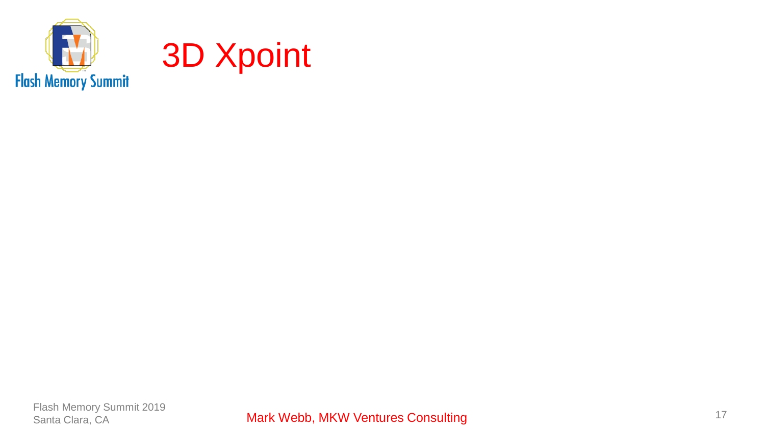# 3D Xpoint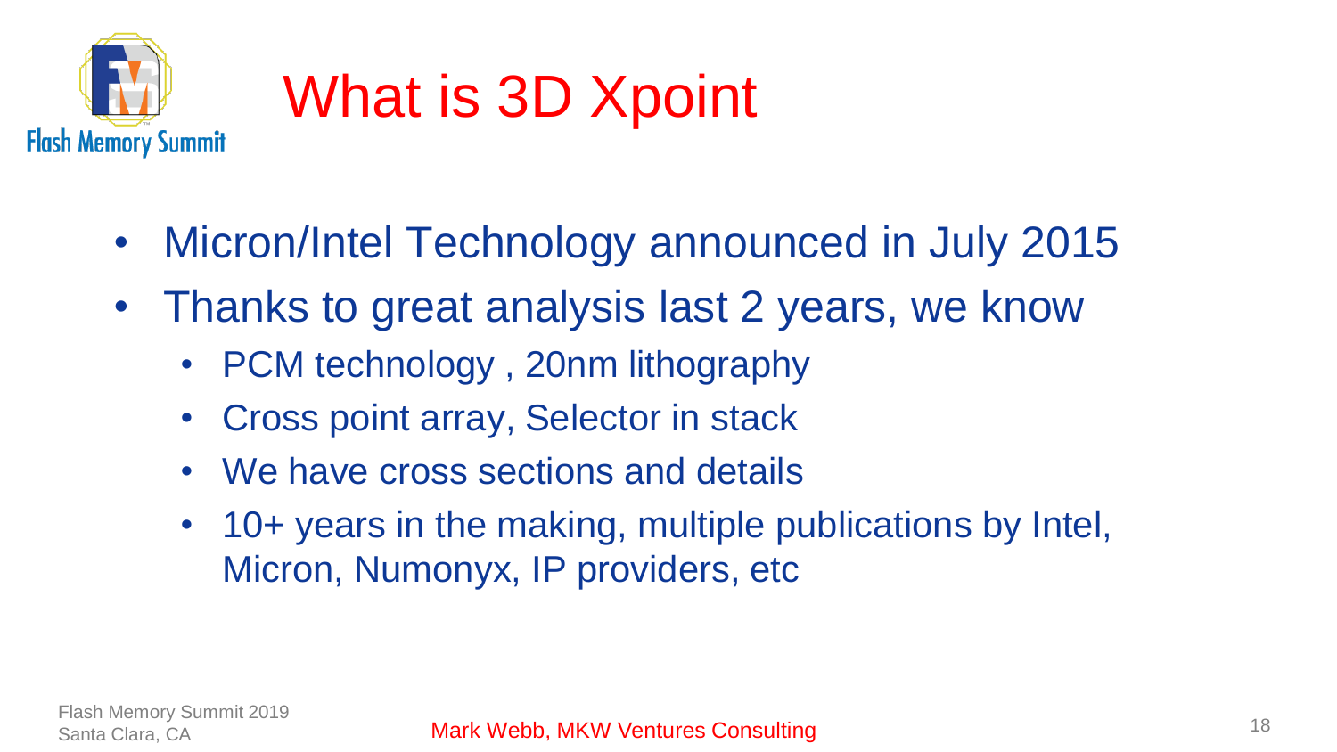# What is 3D Xpoint

- Micron/Intel Technology announced in July 2015
- Thanks to great analysis last 2 years, we know
  - PCM technology , 20nm lithography
  - Cross point array, Selector in stack
  - We have cross sections and details
  - 10+ years in the making, multiple publications by Intel, Micron, Numonyx, IP providers, etc

Mark Webb, MKW Ventures Consulting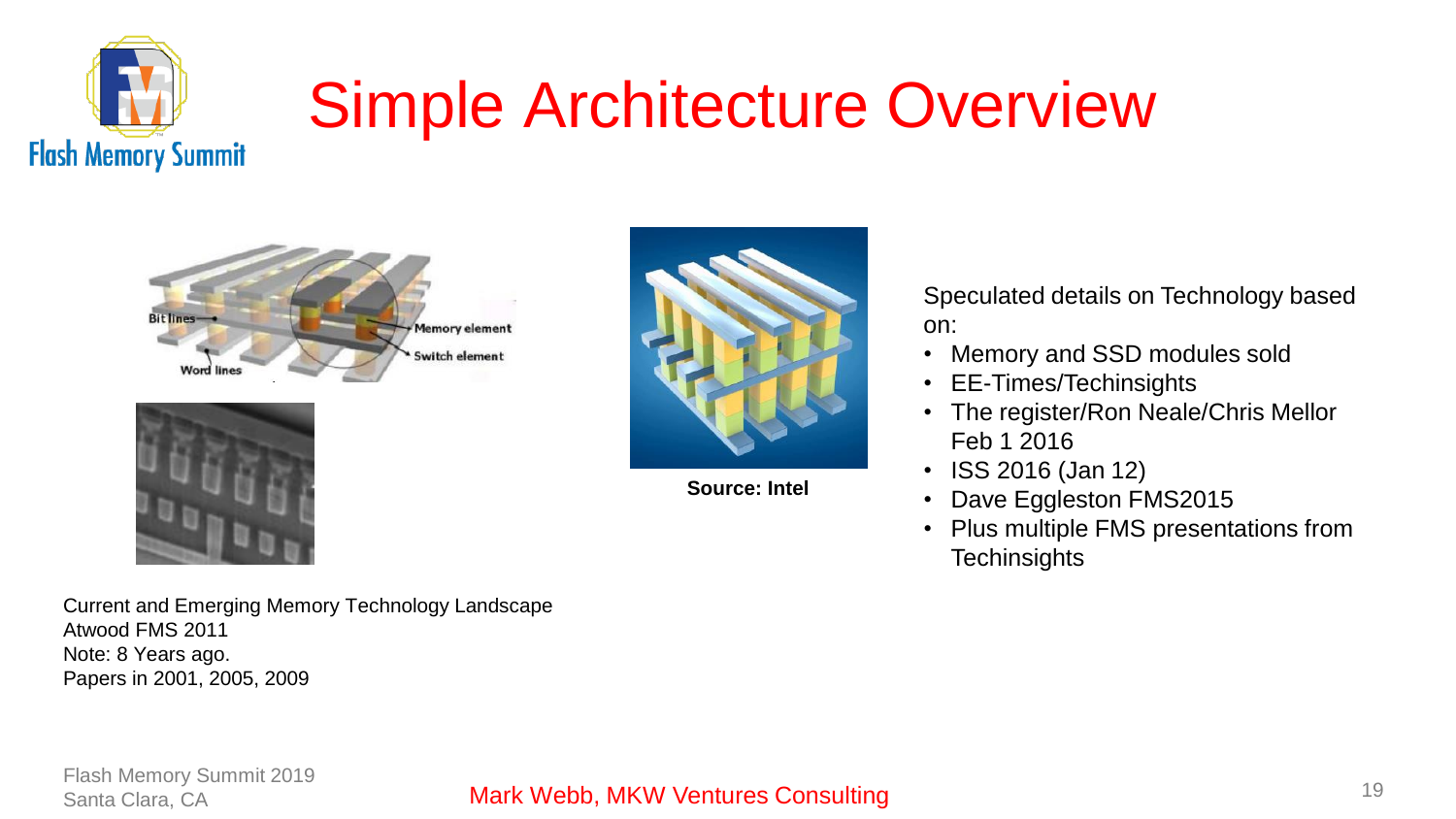# Simple Architecture Overview

Source: Intel

Speculated details on Technology based on:

- Memory and SSD modules sold
- EE-Times/Techinsights
- The register/Ron Neale/Chris Mellor Feb 1 2016
- ISS 2016 (Jan 12)
- Dave Eggleston FMS2015
- Plus multiple FMS presentations from Techinsights

Current and Emerging Memory Technology Landscape
Atwood FMS 2011
Note: 8 Years ago.
Papers in 2001, 2005, 2009

Mark Webb, MKW Ventures Consulting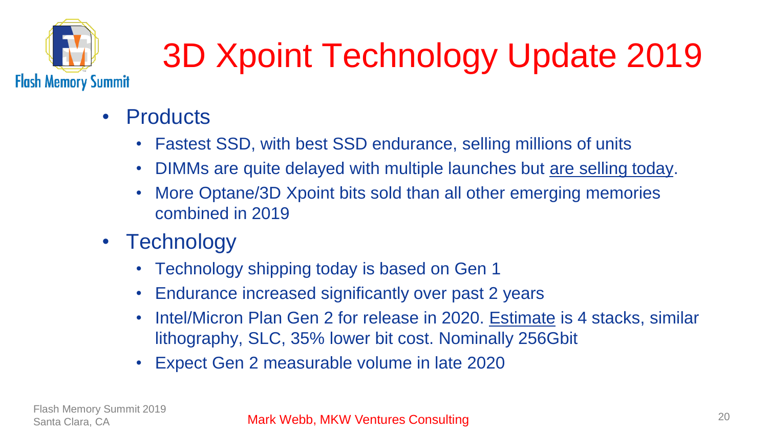# 3D Xpoint Technology Update 2019

- Products
  - Fastest SSD, with best SSD endurance, selling millions of units
  - DIMMs are quite delayed with multiple launches but <u>are selling today</u>.
  - More Optane/3D Xpoint bits sold than all other emerging memories combined in 2019
- Technology
  - Technology shipping today is based on Gen 1
  - Endurance increased significantly over past 2 years
  - Intel/Micron Plan Gen 2 for release in 2020. <u>Estimate</u> is 4 stacks, similar lithography, SLC, 35% lower bit cost. Nominally 256Gbit
  - Expect Gen 2 measurable volume in late 2020

Mark Webb, MKW Ventures Consulting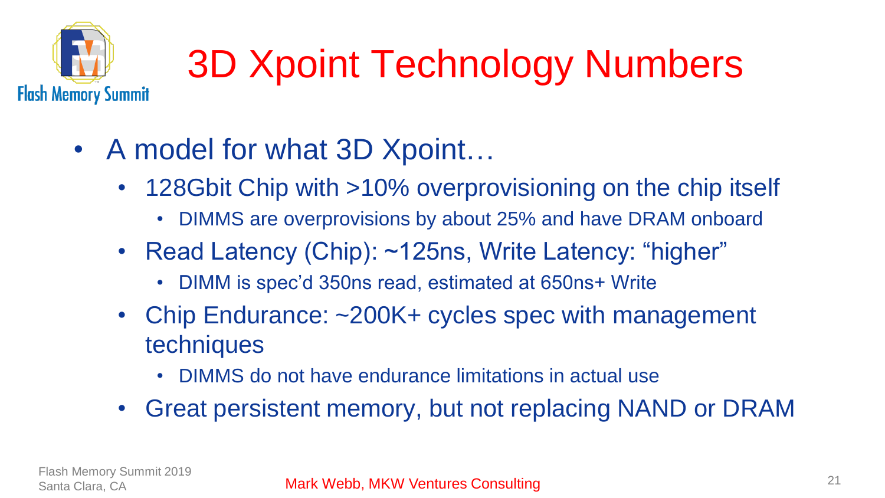# 3D Xpoint Technology Numbers

- A model for what 3D Xpoint…
  - 128Gbit Chip with >10% overprovisioning on the chip itself
    - DIMMS are overprovisions by about 25% and have DRAM onboard
  - Read Latency (Chip): ~125ns, Write Latency: "higher"
    - DIMM is spec'd 350ns read, estimated at 650ns+ Write
  - Chip Endurance: ~200K+ cycles spec with management techniques
    - DIMMS do not have endurance limitations in actual use
  - Great persistent memory, but not replacing NAND or DRAM

Mark Webb, MKW Ventures Consulting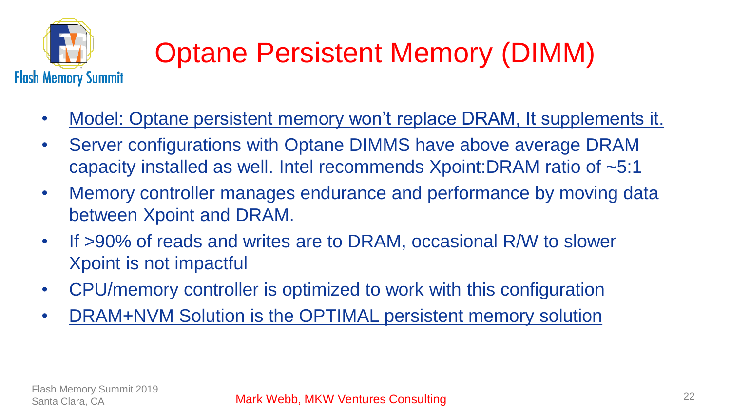# Optane Persistent Memory (DIMM)

- Model: Optane persistent memory won't replace DRAM, It supplements it.
- Server configurations with Optane DIMMS have above average DRAM capacity installed as well. Intel recommends Xpoint:DRAM ratio of ~5:1
- Memory controller manages endurance and performance by moving data between Xpoint and DRAM.
- If >90% of reads and writes are to DRAM, occasional R/W to slower Xpoint is not impactful
- CPU/memory controller is optimized to work with this configuration
- DRAM+NVM Solution is the OPTIMAL persistent memory solution

Mark Webb, MKW Ventures Consulting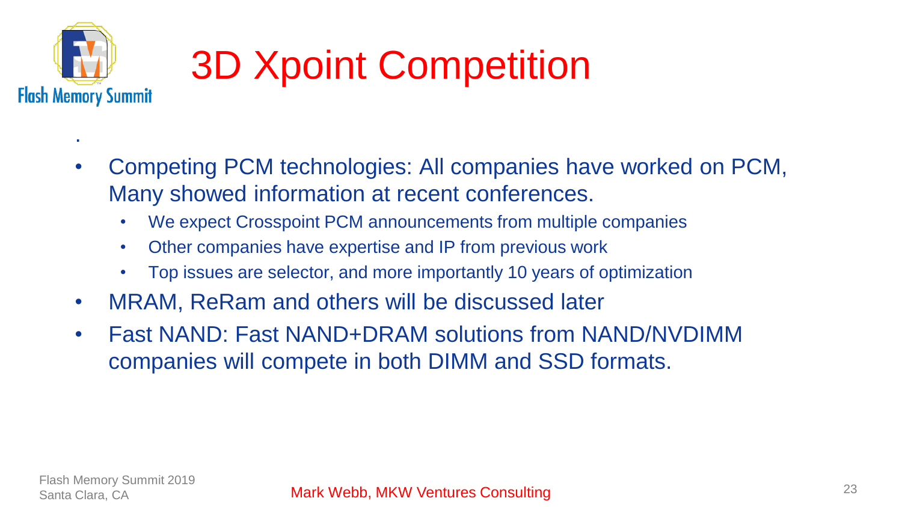# 3D Xpoint Competition

- Competing PCM technologies: All companies have worked on PCM, Many showed information at recent conferences.
  - We expect Crosspoint PCM announcements from multiple companies
  - Other companies have expertise and IP from previous work
  - Top issues are selector, and more importantly 10 years of optimization
- MRAM, ReRam and others will be discussed later
- Fast NAND: Fast NAND+DRAM solutions from NAND/NVDIMM companies will compete in both DIMM and SSD formats.

Mark Webb, MKW Ventures Consulting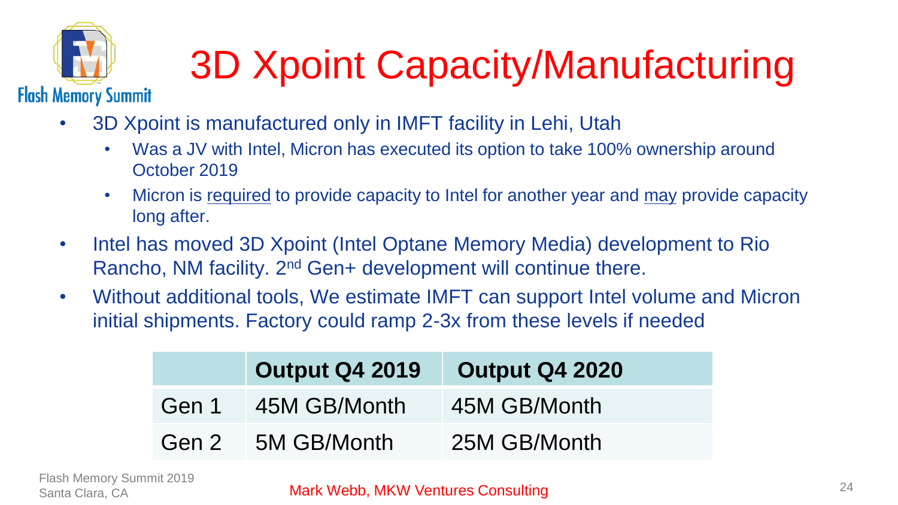# 3D Xpoint Capacity/Manufacturing

- 3D Xpoint is manufactured only in IMFT facility in Lehi, Utah
  - Was a JV with Intel, Micron has executed its option to take 100% ownership around October 2019
  - Micron is required to provide capacity to Intel for another year and may provide capacity long after.
- Intel has moved 3D Xpoint (Intel Optane Memory Media) development to Rio Rancho, NM facility. 2nd Gen+ development will continue there.
- Without additional tools, We estimate IMFT can support Intel volume and Micron initial shipments. Factory could ramp 2-3x from these levels if needed

| | **Output Q4 2019** | **Output Q4 2020** |
|---|---|---|
| Gen 1 | 45M GB/Month | 45M GB/Month |
| Gen 2 | 5M GB/Month | 25M GB/Month |

Mark Webb, MKW Ventures Consulting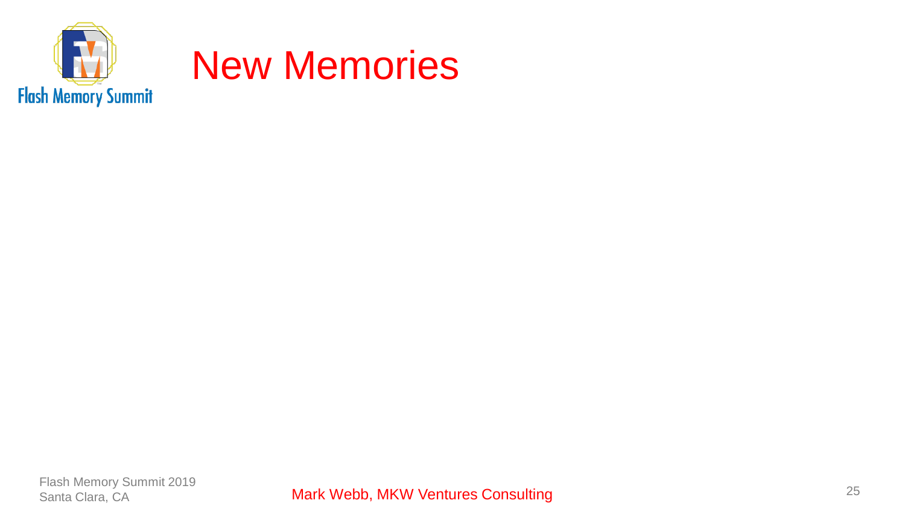# New Memories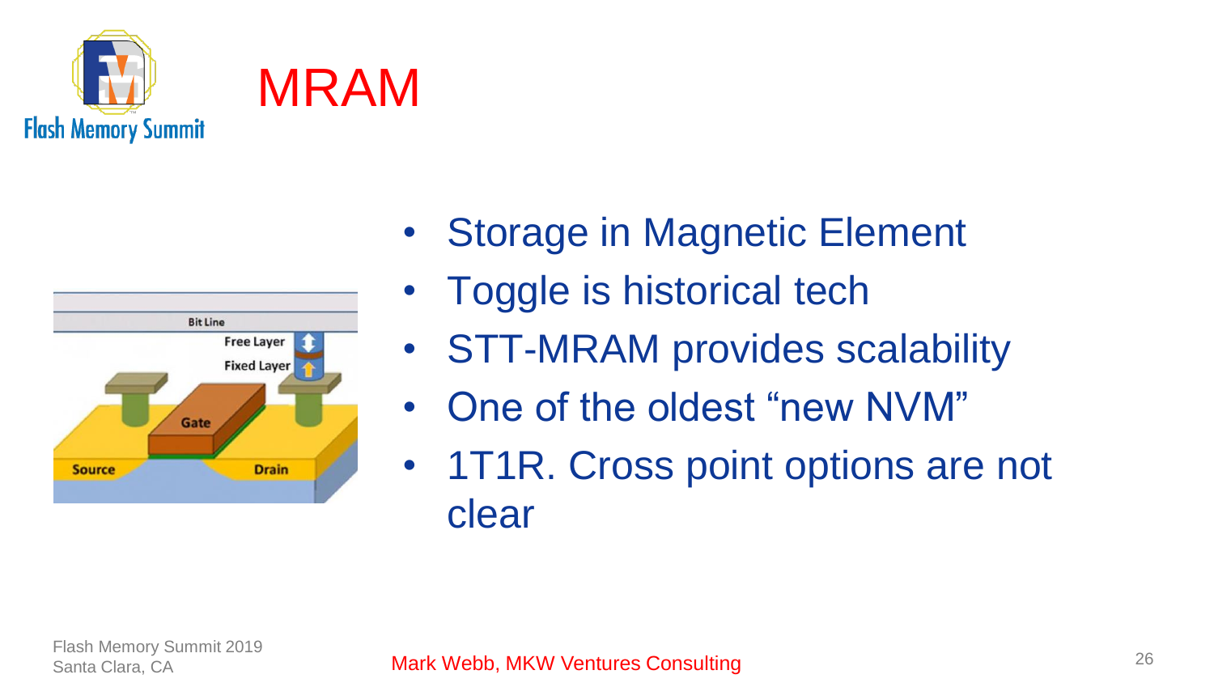# MRAM

- Storage in Magnetic Element
- Toggle is historical tech
- STT-MRAM provides scalability
- One of the oldest "new NVM"
- 1T1R. Cross point options are not clear

Mark Webb, MKW Ventures Consulting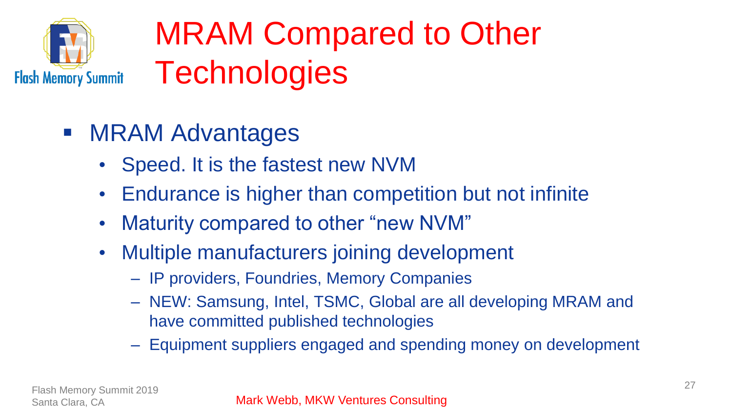# MRAM Compared to Other Technologies

- MRAM Advantages
  - Speed. It is the fastest new NVM
  - Endurance is higher than competition but not infinite
  - Maturity compared to other "new NVM"
  - Multiple manufacturers joining development
    - IP providers, Foundries, Memory Companies
    - NEW: Samsung, Intel, TSMC, Global are all developing MRAM and have committed published technologies
    - Equipment suppliers engaged and spending money on development

Mark Webb, MKW Ventures Consulting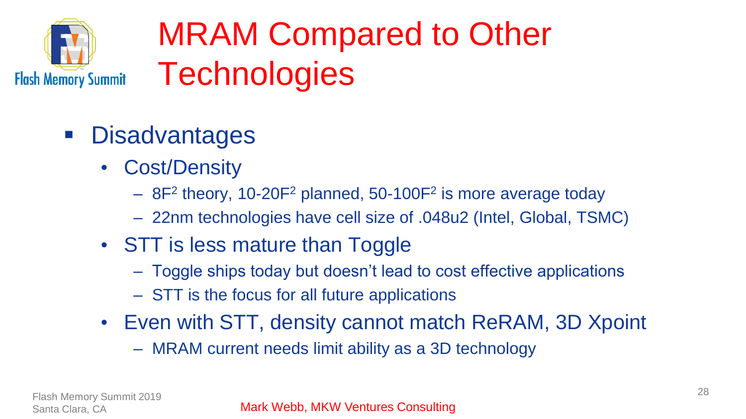# MRAM Compared to Other Technologies

- Disadvantages
  - Cost/Density
    - $8F^2$ theory, $10\text{-}20F^2$ planned, $50\text{-}100F^2$ is more average today
    - 22nm technologies have cell size of .048u2 (Intel, Global, TSMC)
  - STT is less mature than Toggle
    - Toggle ships today but doesn't lead to cost effective applications
    - STT is the focus for all future applications
  - Even with STT, density cannot match ReRAM, 3D Xpoint
    - MRAM current needs limit ability as a 3D technology

Mark Webb, MKW Ventures Consulting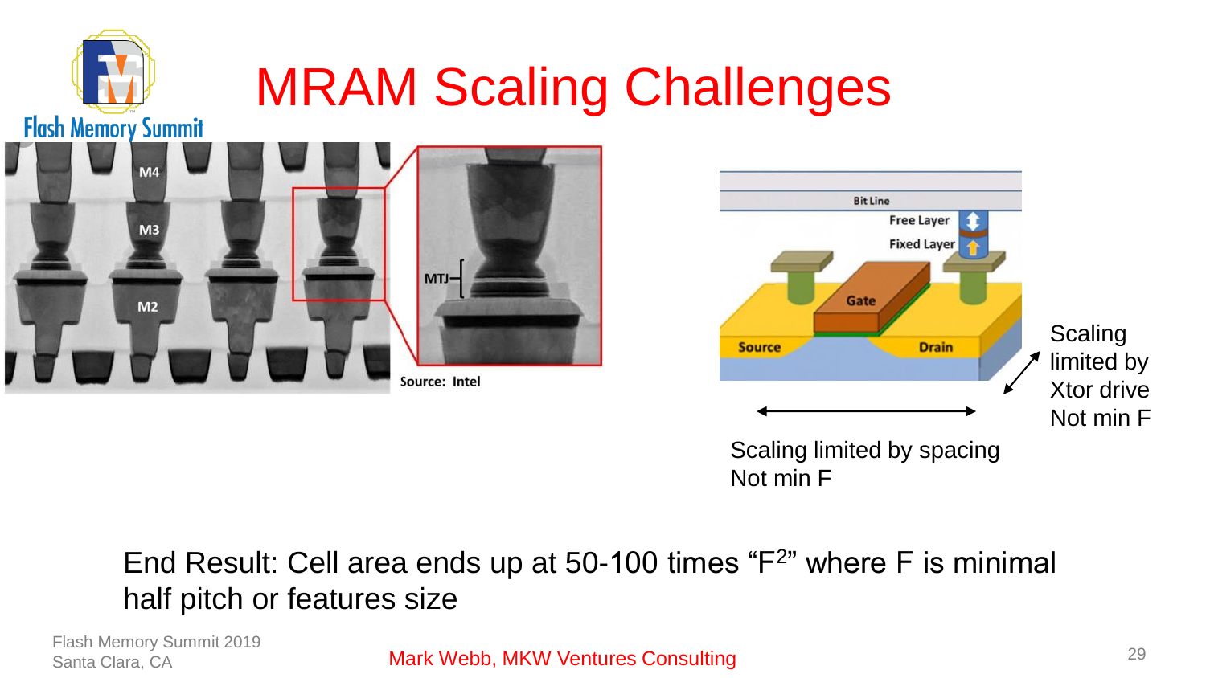# MRAM Scaling Challenges

M4

M3

M2

MTJ

Source: Intel

Bit Line

Free Layer

Fixed Layer

Gate

Source

Drain

Scaling limited by Xtor drive
Not min F

Scaling limited by spacing
Not min F

End Result: Cell area ends up at 50-100 times "$F^2$" where F is minimal half pitch or features size

Mark Webb, MKW Ventures Consulting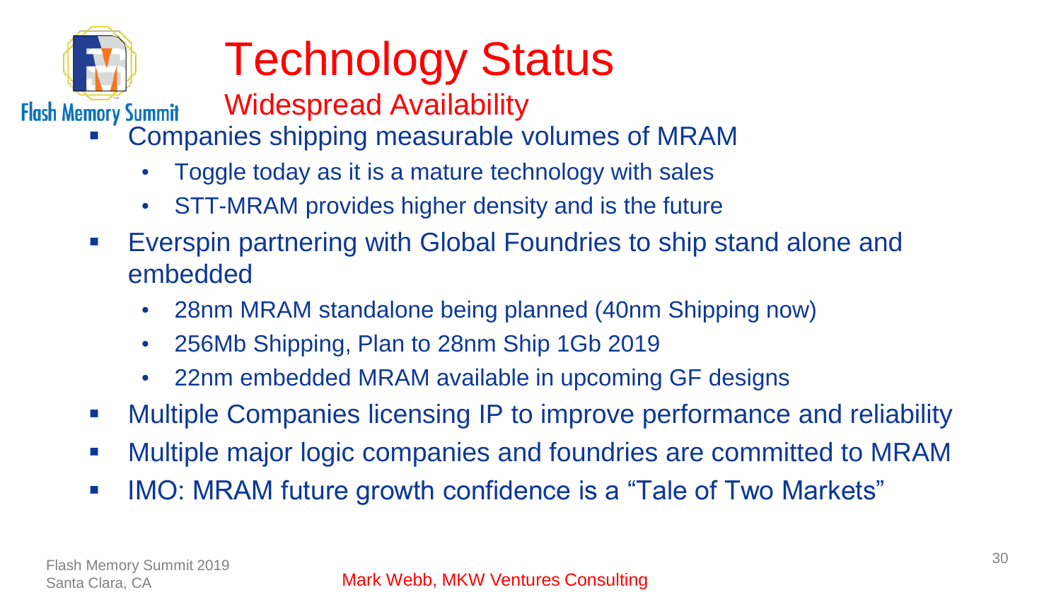# Technology Status

## Widespread Availability

- Companies shipping measurable volumes of MRAM
  - Toggle today as it is a mature technology with sales
  - STT-MRAM provides higher density and is the future
- Everspin partnering with Global Foundries to ship stand alone and embedded
  - 28nm MRAM standalone being planned (40nm Shipping now)
  - 256Mb Shipping, Plan to 28nm Ship 1Gb 2019
  - 22nm embedded MRAM available in upcoming GF designs
- Multiple Companies licensing IP to improve performance and reliability
- Multiple major logic companies and foundries are committed to MRAM
- IMO: MRAM future growth confidence is a “Tale of Two Markets”

Mark Webb, MKW Ventures Consulting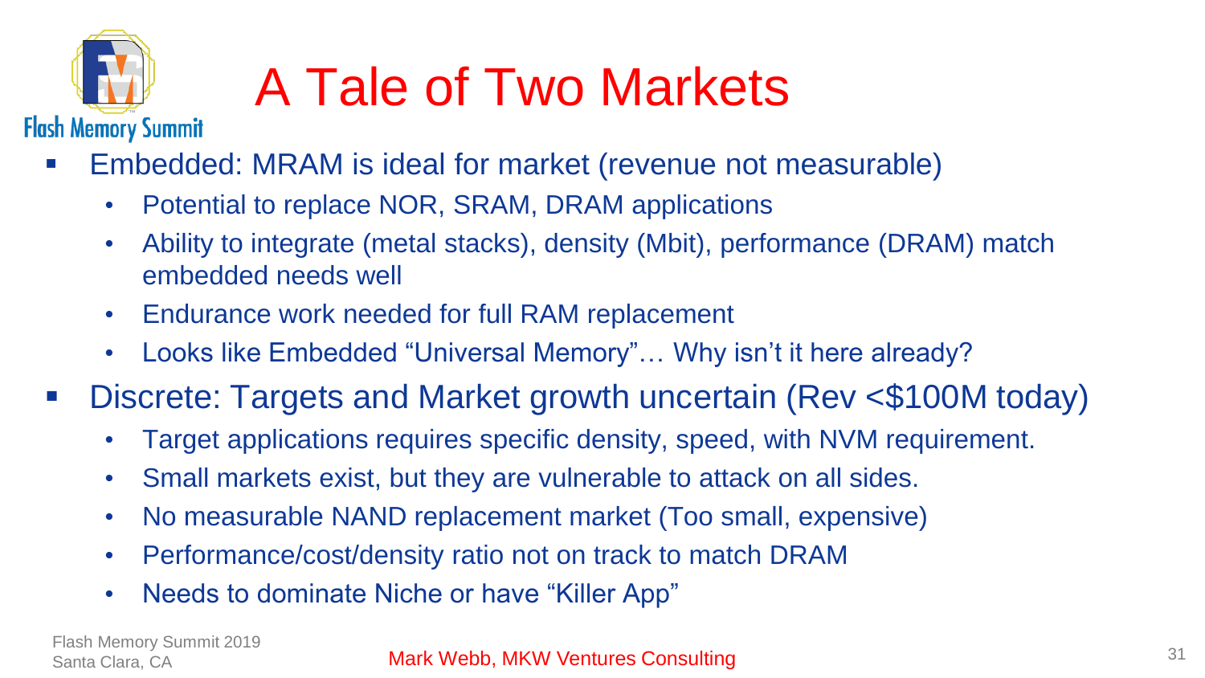# A Tale of Two Markets

- Embedded: MRAM is ideal for market (revenue not measurable)
  - Potential to replace NOR, SRAM, DRAM applications
  - Ability to integrate (metal stacks), density (Mbit), performance (DRAM) match embedded needs well
  - Endurance work needed for full RAM replacement
  - Looks like Embedded “Universal Memory”… Why isn’t it here already?
- Discrete: Targets and Market growth uncertain (Rev <$100M today)
  - Target applications requires specific density, speed, with NVM requirement.
  - Small markets exist, but they are vulnerable to attack on all sides.
  - No measurable NAND replacement market (Too small, expensive)
  - Performance/cost/density ratio not on track to match DRAM
  - Needs to dominate Niche or have “Killer App”

Mark Webb, MKW Ventures Consulting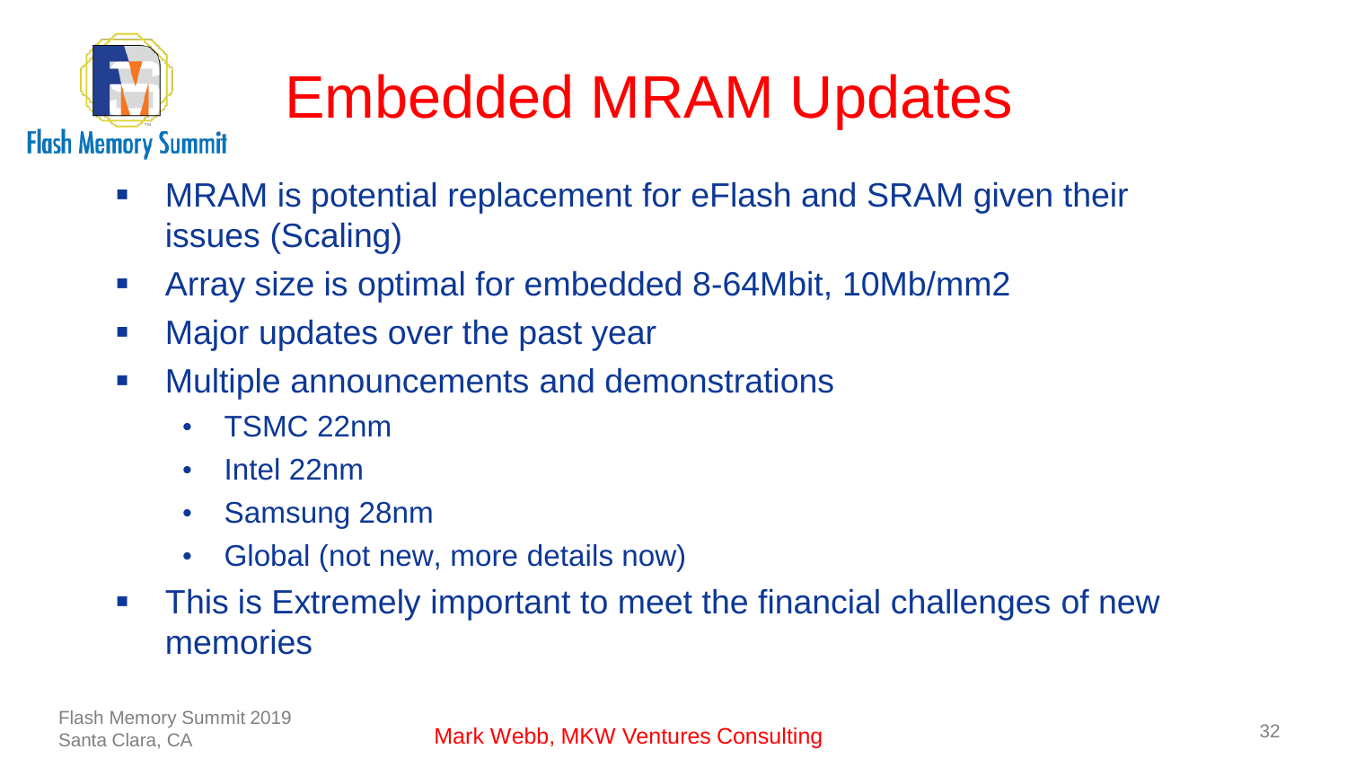# Embedded MRAM Updates

- MRAM is potential replacement for eFlash and SRAM given their issues (Scaling)
- Array size is optimal for embedded 8-64Mbit, 10Mb/mm2
- Major updates over the past year
- Multiple announcements and demonstrations
  - TSMC 22nm
  - Intel 22nm
  - Samsung 28nm
  - Global (not new, more details now)
- This is Extremely important to meet the financial challenges of new memories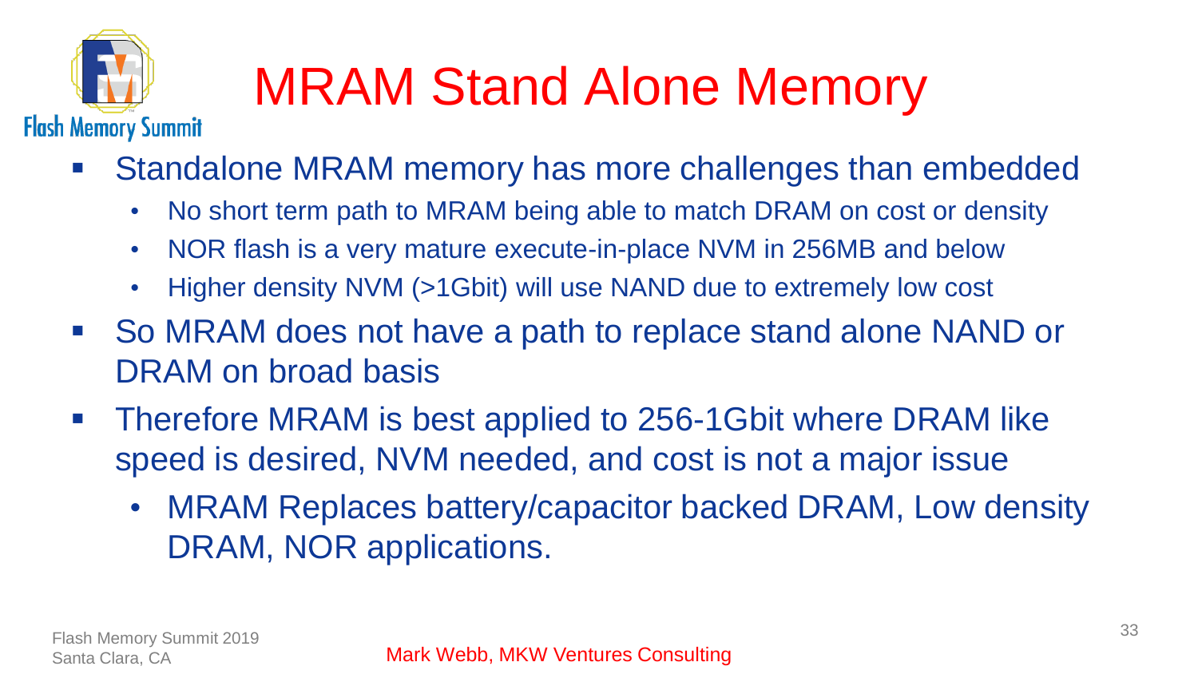# MRAM Stand Alone Memory

- Standalone MRAM memory has more challenges than embedded
  - No short term path to MRAM being able to match DRAM on cost or density
  - NOR flash is a very mature execute-in-place NVM in 256MB and below
  - Higher density NVM (>1Gbit) will use NAND due to extremely low cost
- So MRAM does not have a path to replace stand alone NAND or DRAM on broad basis
- Therefore MRAM is best applied to 256-1Gbit where DRAM like speed is desired, NVM needed, and cost is not a major issue
  - MRAM Replaces battery/capacitor backed DRAM, Low density DRAM, NOR applications.

Mark Webb, MKW Ventures Consulting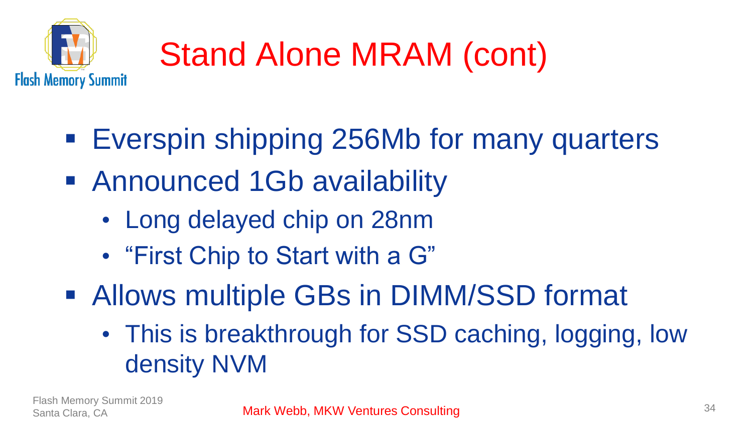# Stand Alone MRAM (cont)

- Everspin shipping 256Mb for many quarters
- Announced 1Gb availability
  - Long delayed chip on 28nm
  - “First Chip to Start with a G”
- Allows multiple GBs in DIMM/SSD format
  - This is breakthrough for SSD caching, logging, low density NVM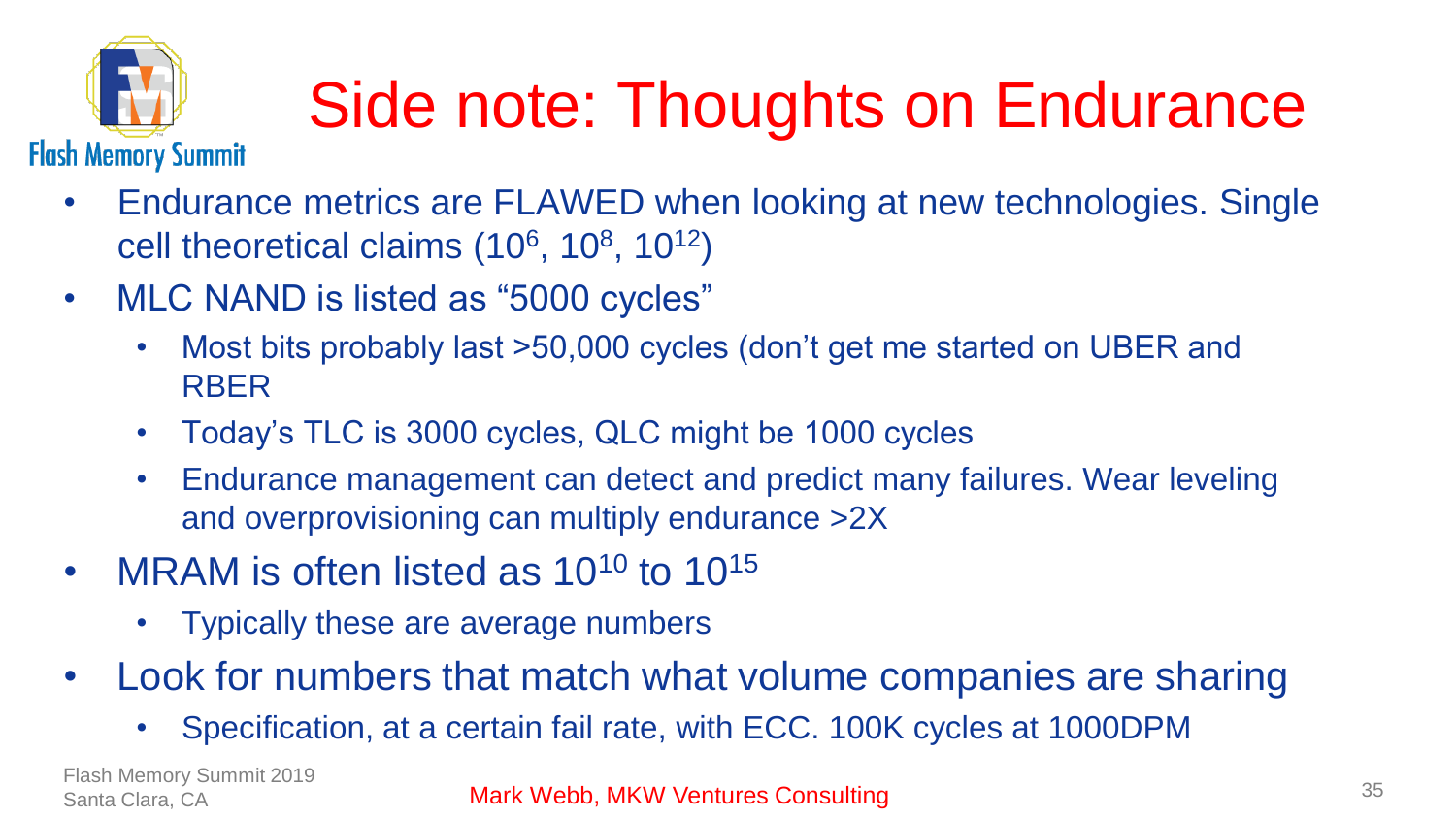# Side note: Thoughts on Endurance

- Endurance metrics are FLAWED when looking at new technologies. Single cell theoretical claims ($10^6$, $10^8$, $10^{12}$)
- MLC NAND is listed as "5000 cycles"
  - Most bits probably last >50,000 cycles (don't get me started on UBER and RBER
  - Today's TLC is 3000 cycles, QLC might be 1000 cycles
  - Endurance management can detect and predict many failures. Wear leveling and overprovisioning can multiply endurance >2X
- MRAM is often listed as $10^{10}$ to $10^{15}$
  - Typically these are average numbers
- Look for numbers that match what volume companies are sharing
  - Specification, at a certain fail rate, with ECC. 100K cycles at 1000DPM

Mark Webb, MKW Ventures Consulting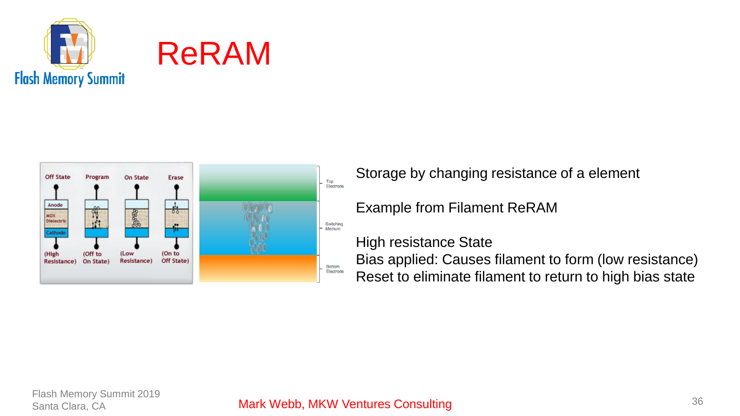# ReRAM

Storage by changing resistance of a element

Example from Filament ReRAM

High resistance State
Bias applied: Causes filament to form (low resistance)
Reset to eliminate filament to return to high bias state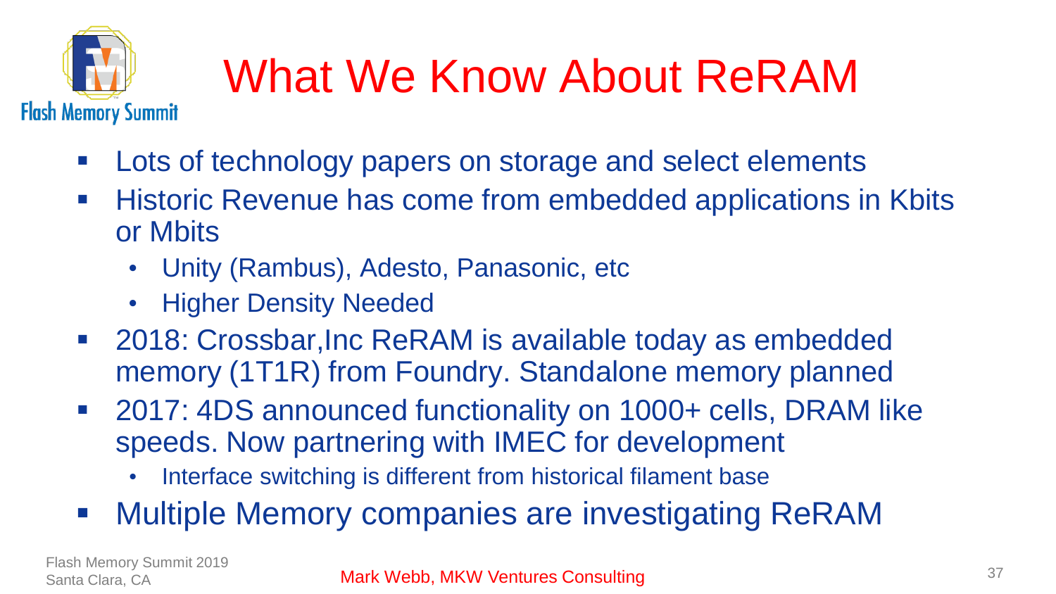# What We Know About ReRAM

- Lots of technology papers on storage and select elements
- Historic Revenue has come from embedded applications in Kbits or Mbits
  - Unity (Rambus), Adesto, Panasonic, etc
  - Higher Density Needed
- 2018: Crossbar,Inc ReRAM is available today as embedded memory (1T1R) from Foundry. Standalone memory planned
- 2017: 4DS announced functionality on 1000+ cells, DRAM like speeds. Now partnering with IMEC for development
  - Interface switching is different from historical filament base
- Multiple Memory companies are investigating ReRAM

Mark Webb, MKW Ventures Consulting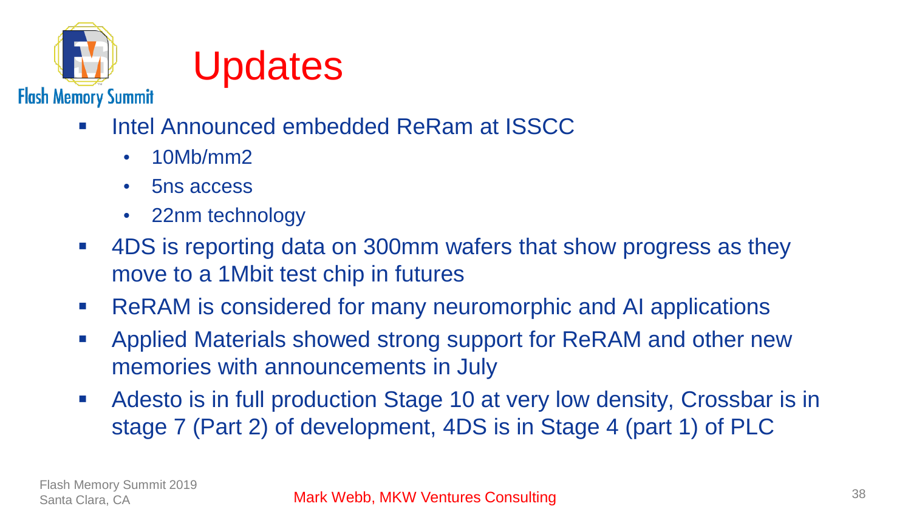# Updates

- Intel Announced embedded ReRam at ISSCC
  - 10Mb/mm2
  - 5ns access
  - 22nm technology
- 4DS is reporting data on 300mm wafers that show progress as they move to a 1Mbit test chip in futures
- ReRAM is considered for many neuromorphic and AI applications
- Applied Materials showed strong support for ReRAM and other new memories with announcements in July
- Adesto is in full production Stage 10 at very low density, Crossbar is in stage 7 (Part 2) of development, 4DS is in Stage 4 (part 1) of PLC

Mark Webb, MKW Ventures Consulting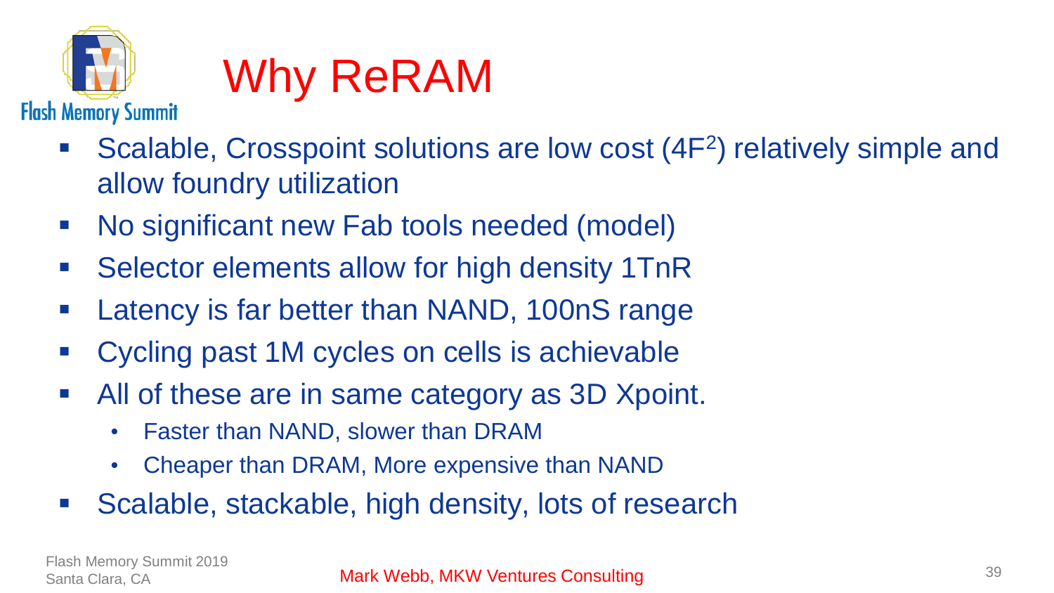# Why ReRAM

- Scalable, Crosspoint solutions are low cost ($4F^2$) relatively simple and allow foundry utilization
- No significant new Fab tools needed (model)
- Selector elements allow for high density 1TnR
- Latency is far better than NAND, 100nS range
- Cycling past 1M cycles on cells is achievable
- All of these are in same category as 3D Xpoint.
  - Faster than NAND, slower than DRAM
  - Cheaper than DRAM, More expensive than NAND
- Scalable, stackable, high density, lots of research

Mark Webb, MKW Ventures Consulting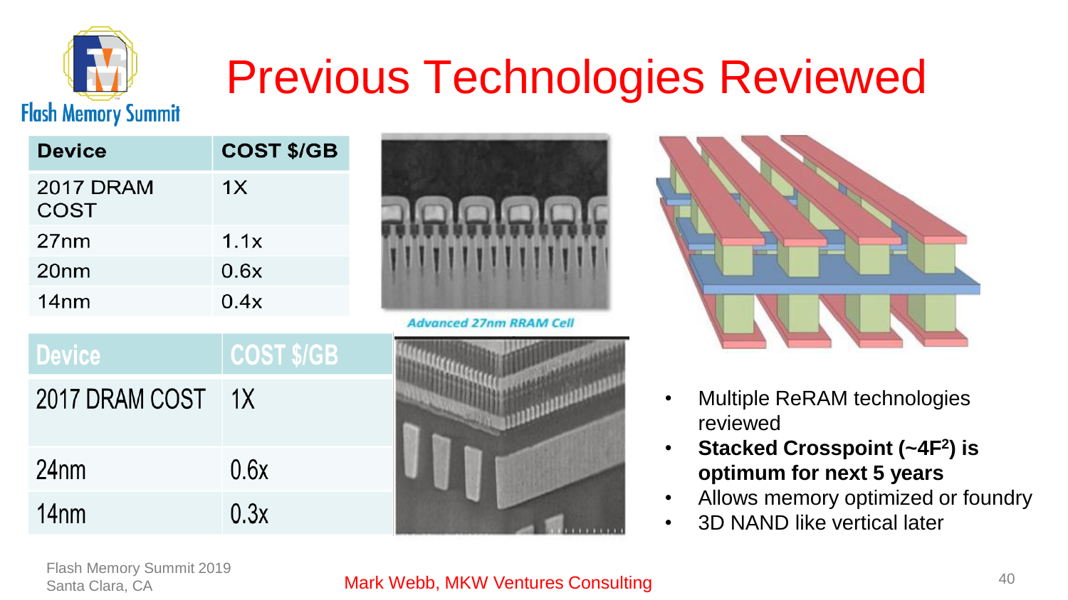# Previous Technologies Reviewed

| Device | COST $/GB |
| --- | --- |
| 2017 DRAM COST | 1X |
| 27nm | 1.1x |
| 20nm | 0.6x |
| 14nm | 0.4x |

Advanced 27nm RRAM Cell

| Device | COST $/GB |
| --- | --- |
| 2017 DRAM COST | 1X |
| 24nm | 0.6x |
| 14nm | 0.3x |

- Multiple ReRAM technologies reviewed
- **Stacked Crosspoint (~4F$^2$) is optimum for next 5 years**
- Allows memory optimized or foundry
- 3D NAND like vertical later

Mark Webb, MKW Ventures Consulting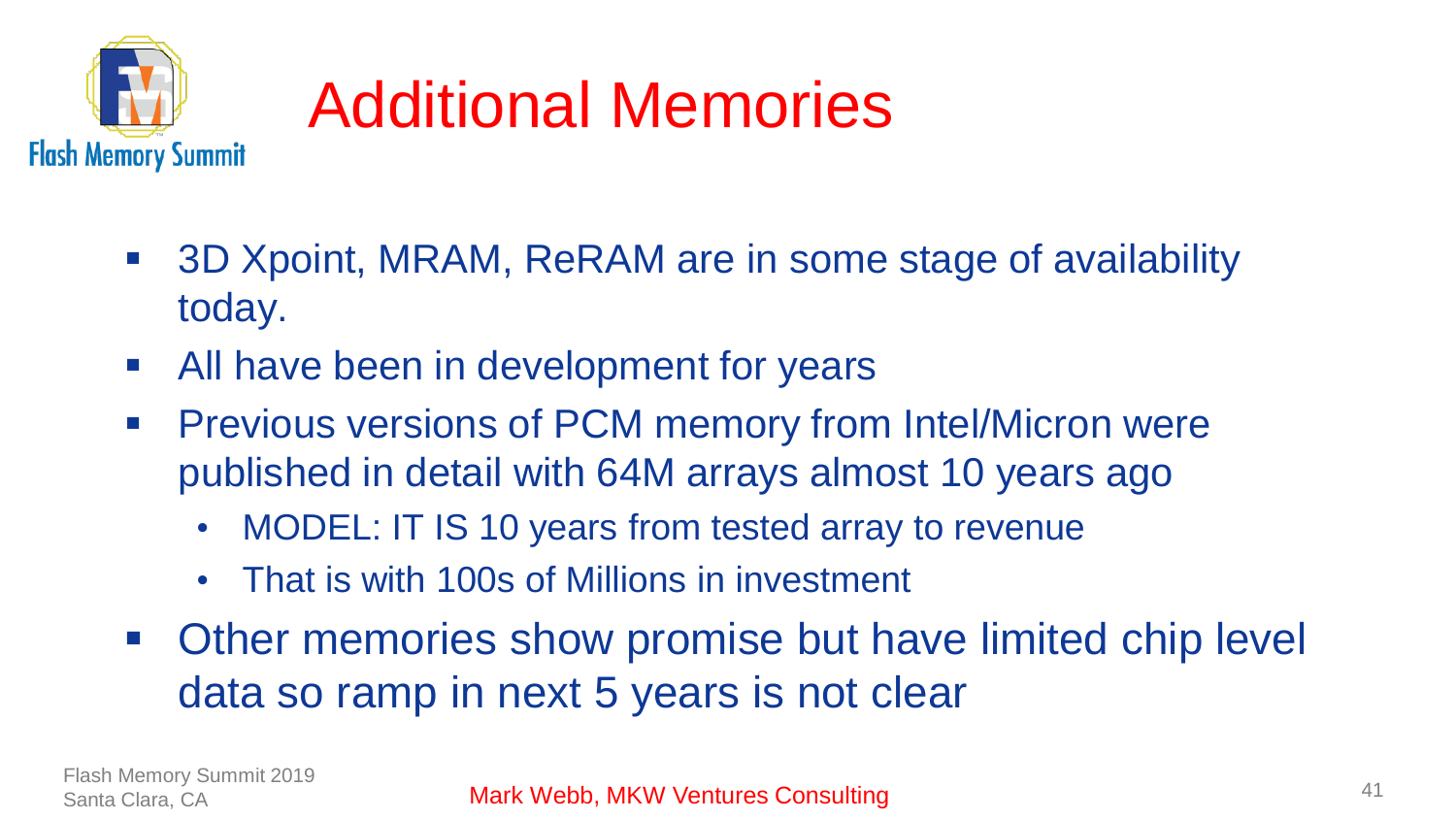# Additional Memories

- 3D Xpoint, MRAM, ReRAM are in some stage of availability today.
- All have been in development for years
- Previous versions of PCM memory from Intel/Micron were published in detail with 64M arrays almost 10 years ago
  - MODEL: IT IS 10 years from tested array to revenue
  - That is with 100s of Millions in investment
- Other memories show promise but have limited chip level data so ramp in next 5 years is not clear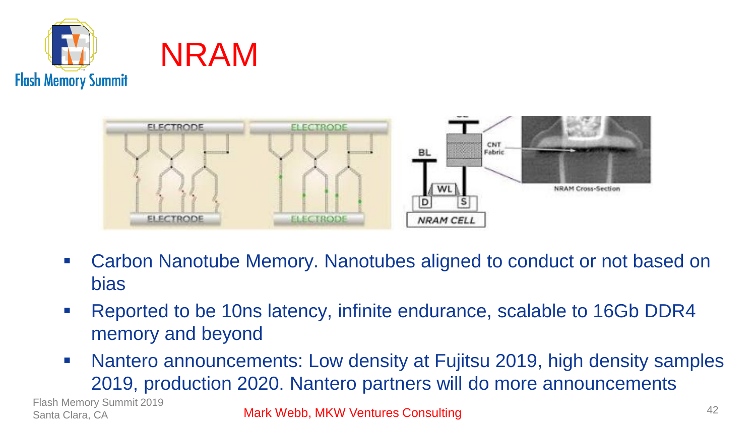# NRAM

- Carbon Nanotube Memory. Nanotubes aligned to conduct or not based on bias
- Reported to be 10ns latency, infinite endurance, scalable to 16Gb DDR4 memory and beyond
- Nantero announcements: Low density at Fujitsu 2019, high density samples 2019, production 2020. Nantero partners will do more announcements

Mark Webb, MKW Ventures Consulting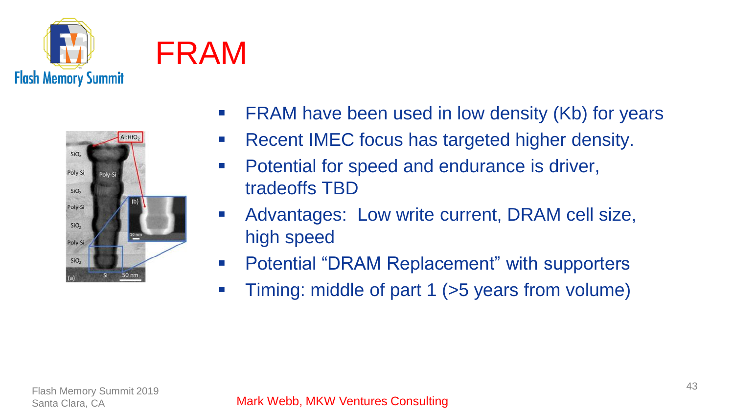# FRAM

- FRAM have been used in low density (Kb) for years
- Recent IMEC focus has targeted higher density.
- Potential for speed and endurance is driver, tradeoffs TBD
- Advantages: Low write current, DRAM cell size, high speed
- Potential "DRAM Replacement" with supporters
- Timing: middle of part 1 (>5 years from volume)

Mark Webb, MKW Ventures Consulting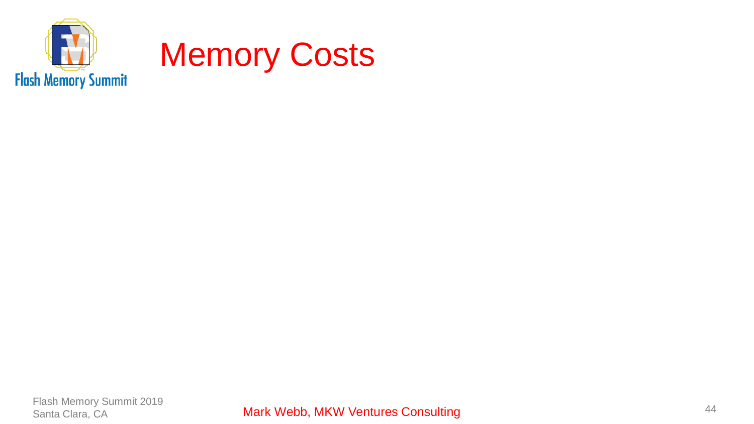# Memory Costs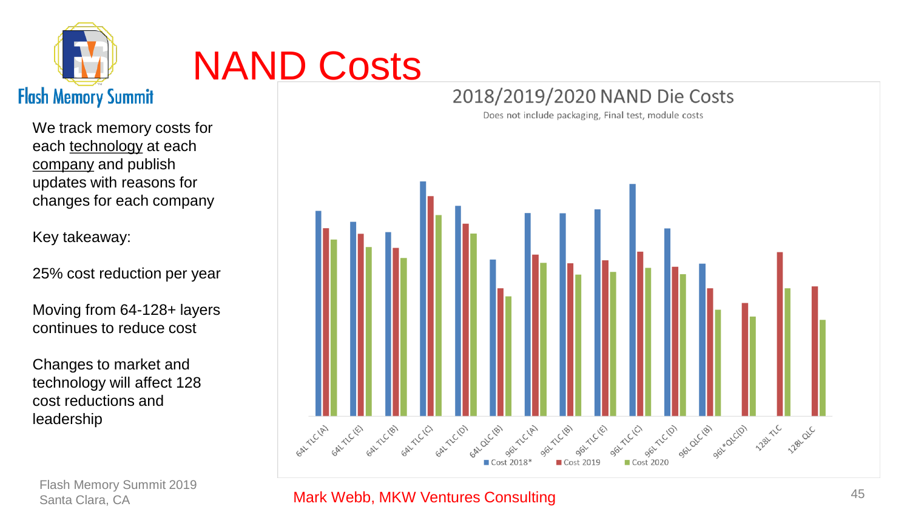# NAND Costs

We track memory costs for each technology at each company and publish updates with reasons for changes for each company

Key takeaway:

25% cost reduction per year

Moving from 64-128+ layers continues to reduce cost

Changes to market and technology will affect 128 cost reductions and leadership

## 2018/2019/2020 NAND Die Costs

Does not include packaging, Final test, module costs

64L TLC (A), 64L TLC (E), 64L TLC (B), 64L TLC (C), 64L TLC (D), 64L QLC (B), 96L TLC (A), 96L TLC (B), 96L TLC (E), 96L TLC (C), 96L TLC (D), 96L QLC (B), 96L*QLC(D), 128L TLC, 128L QLC

Cost 2018* | Cost 2019 | Cost 2020

Mark Webb, MKW Ventures Consulting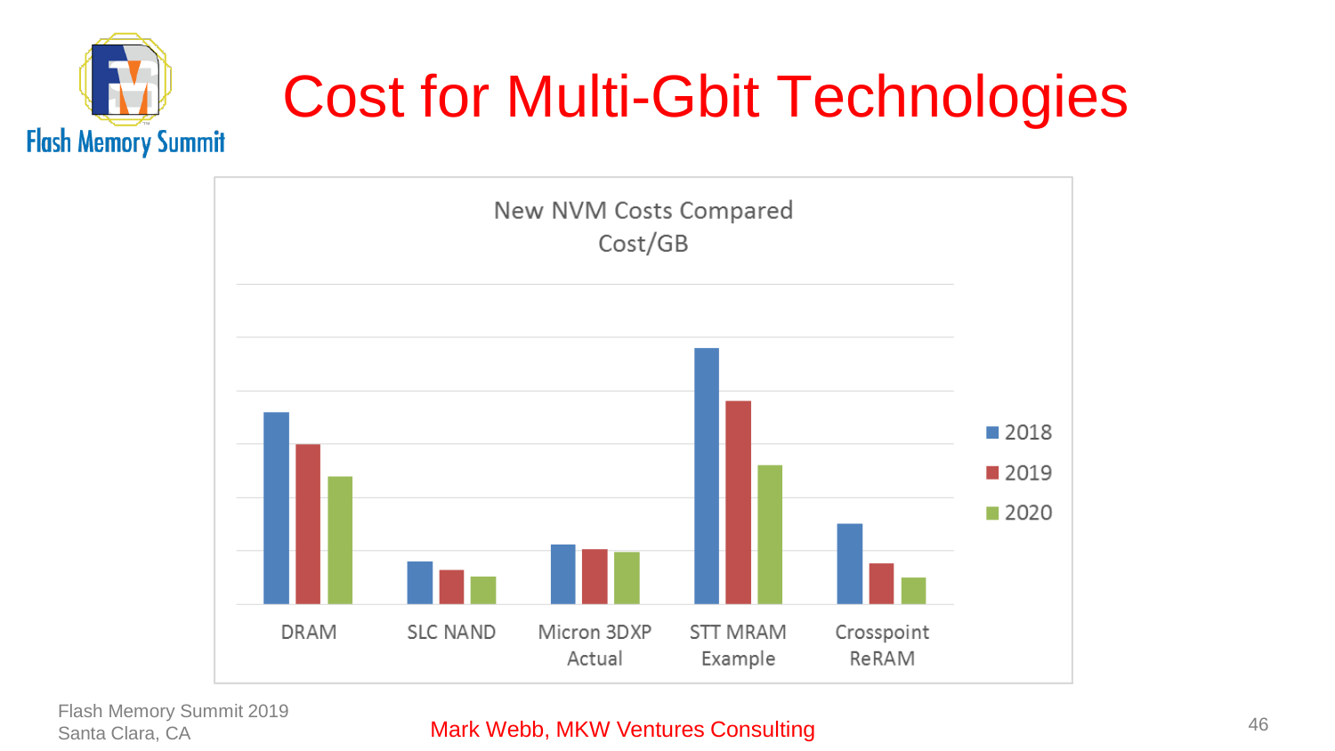# Cost for Multi-Gbit Technologies

New NVM Costs Compared
Cost/GB

■ 2018
■ 2019
■ 2020

DRAM | SLC NAND | Micron 3DXP Actual | STT MRAM Example | Crosspoint ReRAM

Mark Webb, MKW Ventures Consulting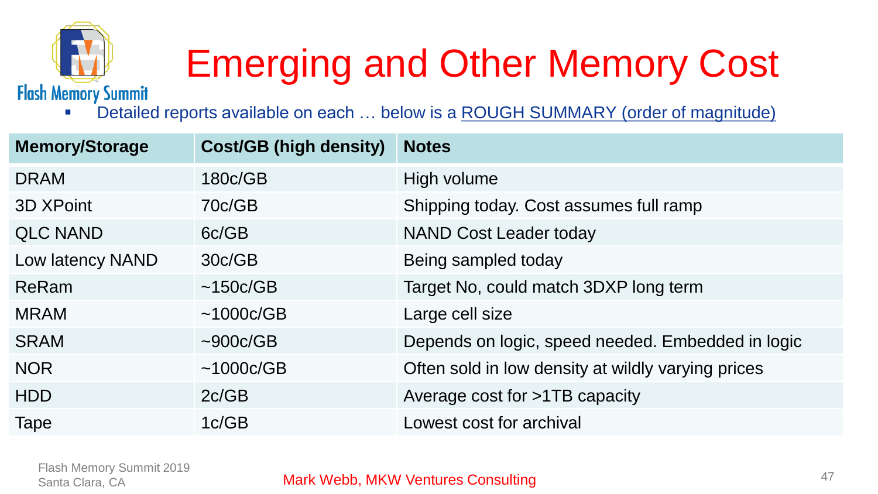# Emerging and Other Memory Cost

- Detailed reports available on each … below is a ROUGH SUMMARY (order of magnitude)

| Memory/Storage | Cost/GB (high density) | Notes |
|---|---|---|
| DRAM | 180c/GB | High volume |
| 3D XPoint | 70c/GB | Shipping today. Cost assumes full ramp |
| QLC NAND | 6c/GB | NAND Cost Leader today |
| Low latency NAND | 30c/GB | Being sampled today |
| ReRam | ~150c/GB | Target No, could match 3DXP long term |
| MRAM | ~1000c/GB | Large cell size |
| SRAM | ~900c/GB | Depends on logic, speed needed. Embedded in logic |
| NOR | ~1000c/GB | Often sold in low density at wildly varying prices |
| HDD | 2c/GB | Average cost for >1TB capacity |
| Tape | 1c/GB | Lowest cost for archival |

Mark Webb, MKW Ventures Consulting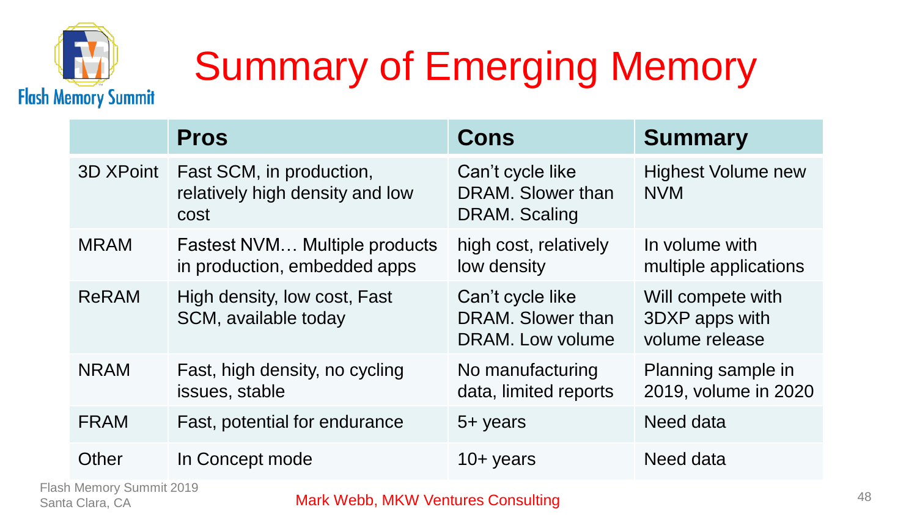# Summary of Emerging Memory

| | Pros | Cons | Summary |
|---|---|---|---|
| 3D XPoint | Fast SCM, in production, relatively high density and low cost | Can't cycle like DRAM. Slower than DRAM. Scaling | Highest Volume new NVM |
| MRAM | Fastest NVM… Multiple products in production, embedded apps | high cost, relatively low density | In volume with multiple applications |
| ReRAM | High density, low cost, Fast SCM, available today | Can't cycle like DRAM. Slower than DRAM. Low volume | Will compete with 3DXP apps with volume release |
| NRAM | Fast, high density, no cycling issues, stable | No manufacturing data, limited reports | Planning sample in 2019, volume in 2020 |
| FRAM | Fast, potential for endurance | 5+ years | Need data |
| Other | In Concept mode | 10+ years | Need data |

Mark Webb, MKW Ventures Consulting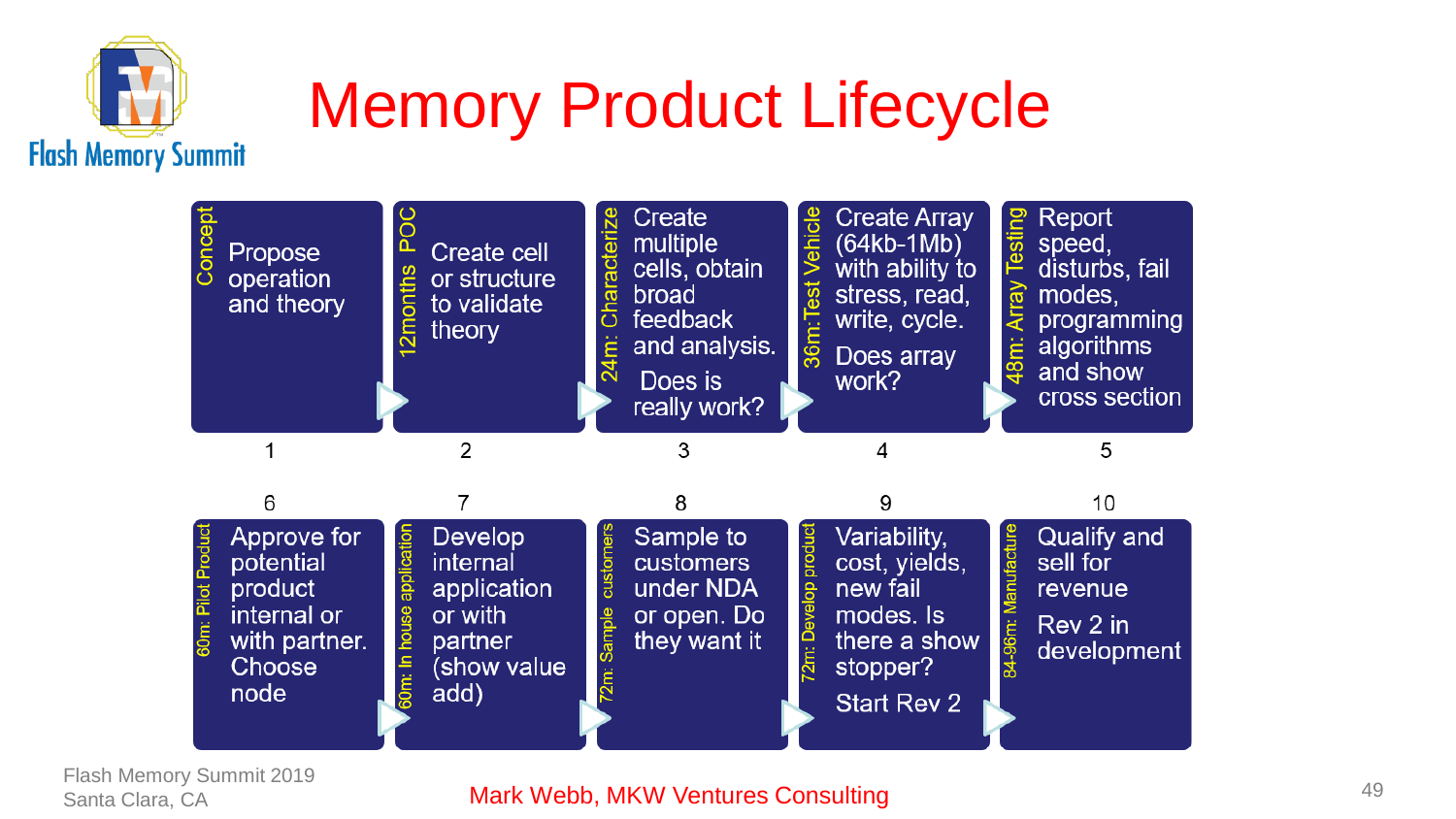# Memory Product Lifecycle

1. **Concept** — Propose operation and theory
2. **12months POC** — Create cell or structure to validate theory
3. **24m: Characterize** — Create multiple cells, obtain broad feedback and analysis. Does is really work?
4. **36m:Test Vehicle** — Create Array (64kb-1Mb) with ability to stress, read, write, cycle. Does array work?
5. **48m: Array Testing** — Report speed, disturbs, fail modes, programming algorithms and show cross section
6. **60m: Pilot Product** — Approve for potential product internal or with partner. Choose node
7. **60m: In house application** — Develop internal application or with partner (show value add)
8. **72m: Sample customers** — Sample to customers under NDA or open. Do they want it
9. **72m: Develop product** — Variability, cost, yields, new fail modes. Is there a show stopper? Start Rev 2
10. **84-96m: Manufacture** — Qualify and sell for revenue. Rev 2 in development

Flash Memory Summit 2019
Santa Clara, CA

Mark Webb, MKW Ventures Consulting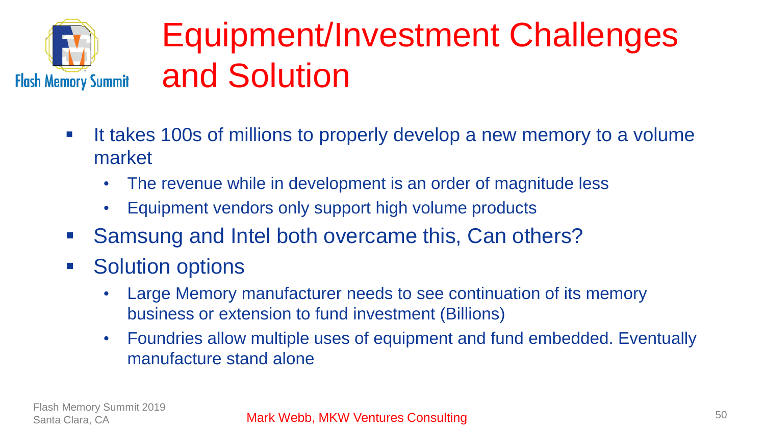# Equipment/Investment Challenges and Solution

- It takes 100s of millions to properly develop a new memory to a volume market
  - The revenue while in development is an order of magnitude less
  - Equipment vendors only support high volume products
- Samsung and Intel both overcame this, Can others?
- Solution options
  - Large Memory manufacturer needs to see continuation of its memory business or extension to fund investment (Billions)
  - Foundries allow multiple uses of equipment and fund embedded. Eventually manufacture stand alone

Mark Webb, MKW Ventures Consulting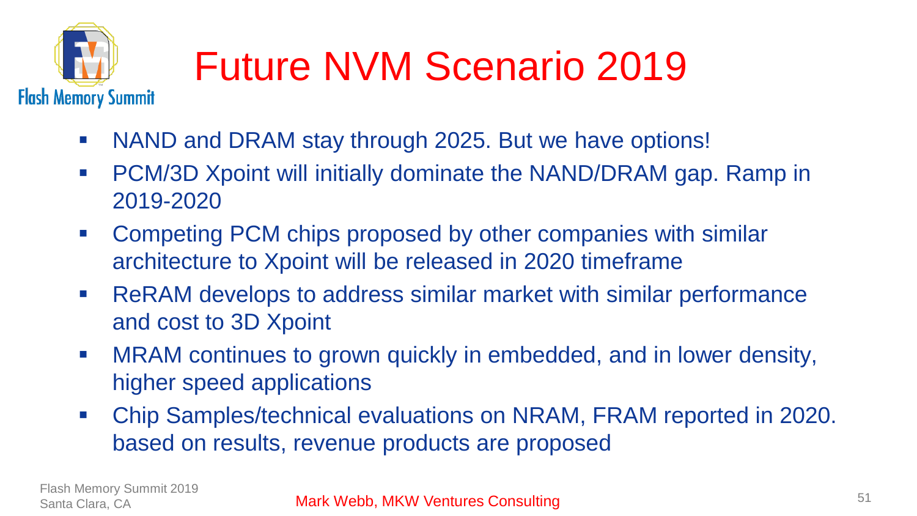# Future NVM Scenario 2019

- NAND and DRAM stay through 2025. But we have options!
- PCM/3D Xpoint will initially dominate the NAND/DRAM gap. Ramp in 2019-2020
- Competing PCM chips proposed by other companies with similar architecture to Xpoint will be released in 2020 timeframe
- ReRAM develops to address similar market with similar performance and cost to 3D Xpoint
- MRAM continues to grown quickly in embedded, and in lower density, higher speed applications
- Chip Samples/technical evaluations on NRAM, FRAM reported in 2020. based on results, revenue products are proposed

Mark Webb, MKW Ventures Consulting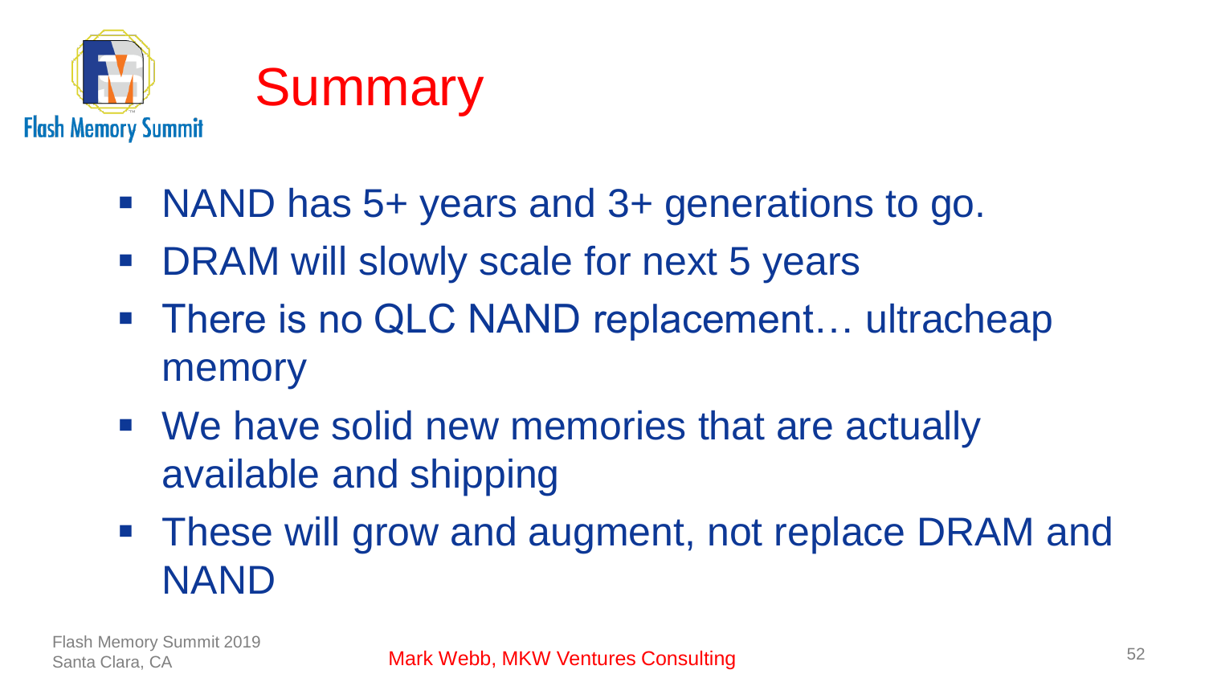# Summary

- NAND has 5+ years and 3+ generations to go.
- DRAM will slowly scale for next 5 years
- There is no QLC NAND replacement… ultracheap memory
- We have solid new memories that are actually available and shipping
- These will grow and augment, not replace DRAM and NAND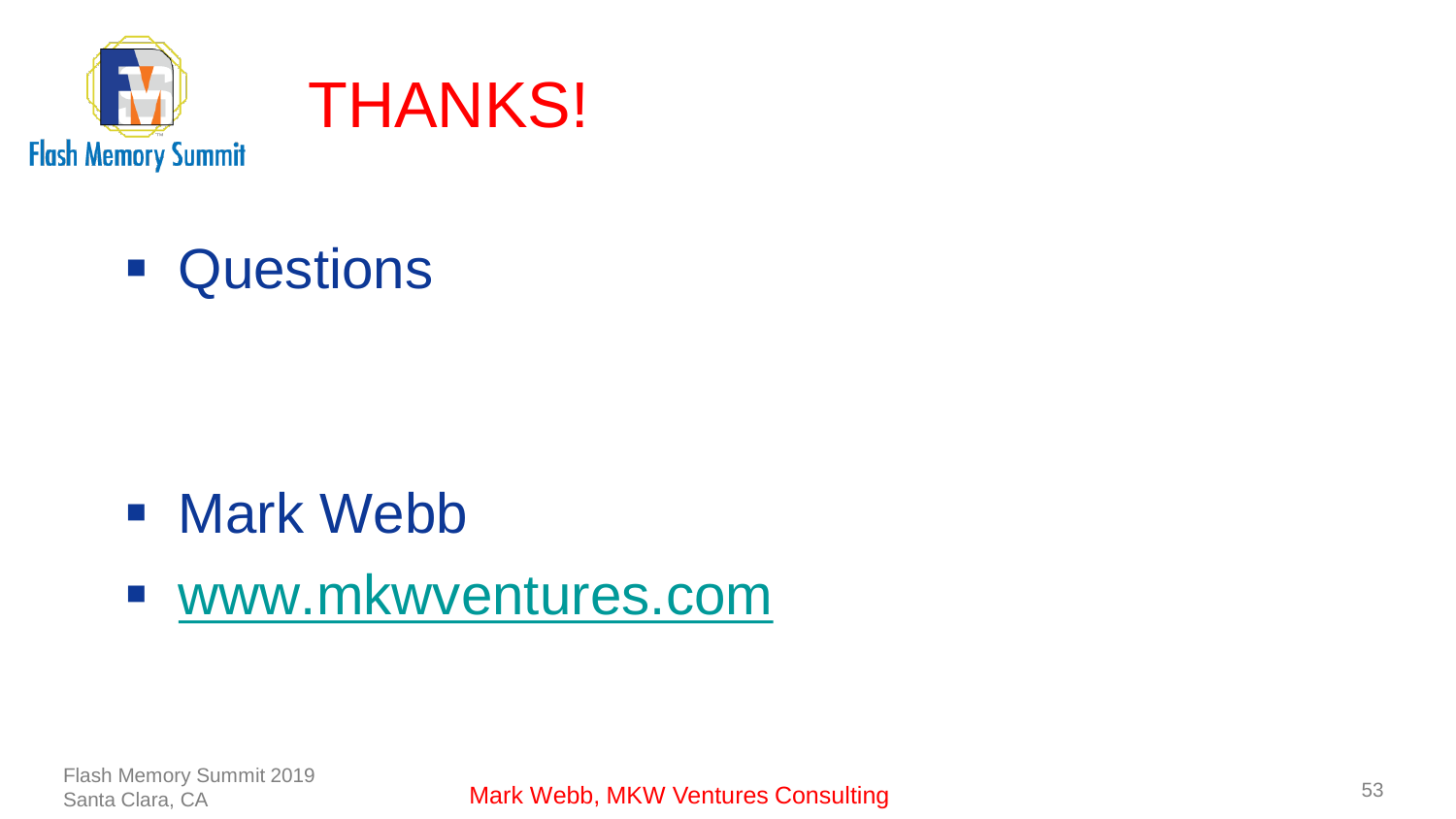# THANKS!

- Questions

- Mark Webb
- [www.mkwventures.com](http://www.mkwventures.com)